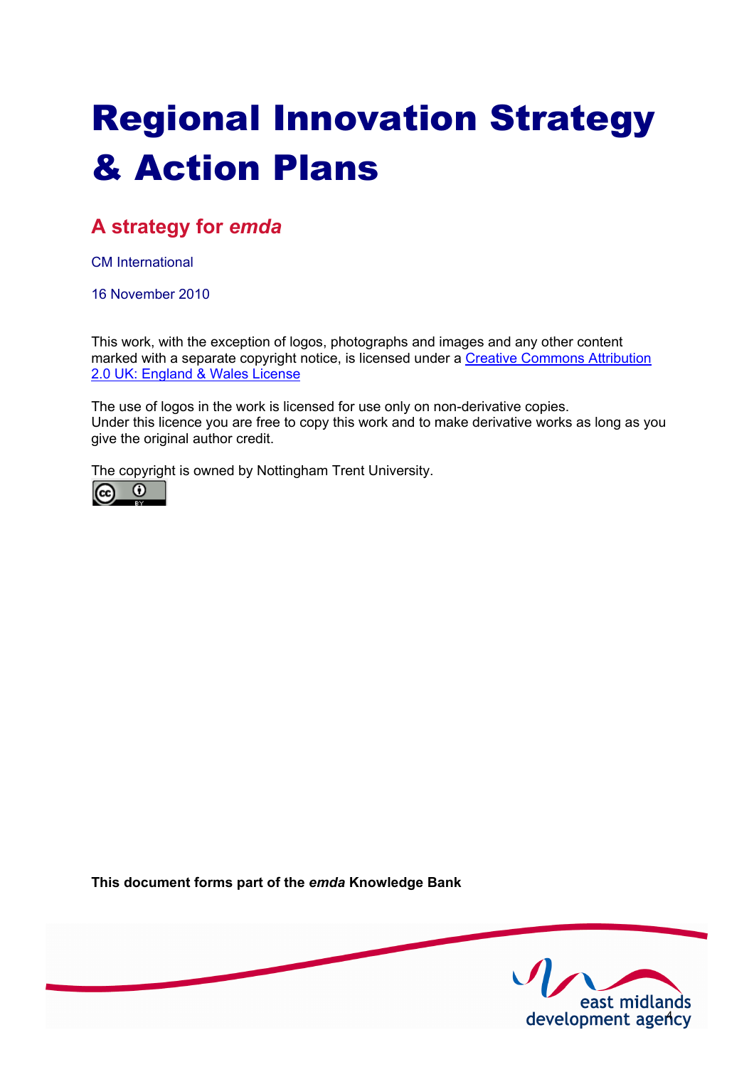# Regional Innovation Strategy & Action Plans

## A strategy for *emda*

CM International

16 November 2010

This work, with the exception of logos, photographs and images and any other content marked with a separate copyright notice, is licensed under a Creative Commons Attribution 2.0 UK: England & Wales License

The use of logos in the work is licensed for use only on non-derivative copies.
Under this licence you are free to copy this work and to make derivative works as long as you give the original author credit.

The copyright is owned by Nottingham Trent University.

**This document forms part of the *emda* Knowledge Bank**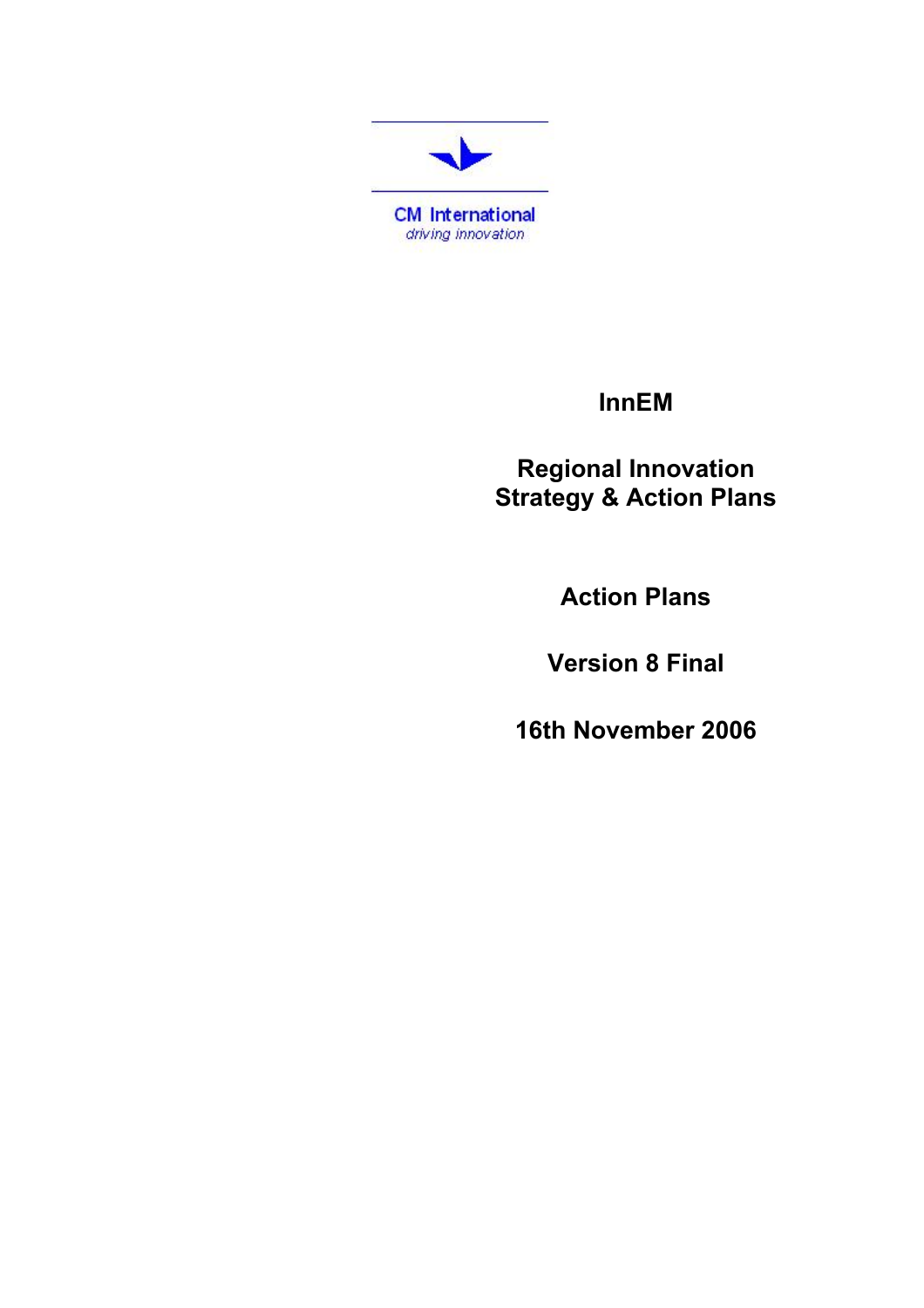CM International
*driving innovation*

# InnEM

## Regional Innovation Strategy & Action Plans

## Action Plans

## Version 8 Final

## 16th November 2006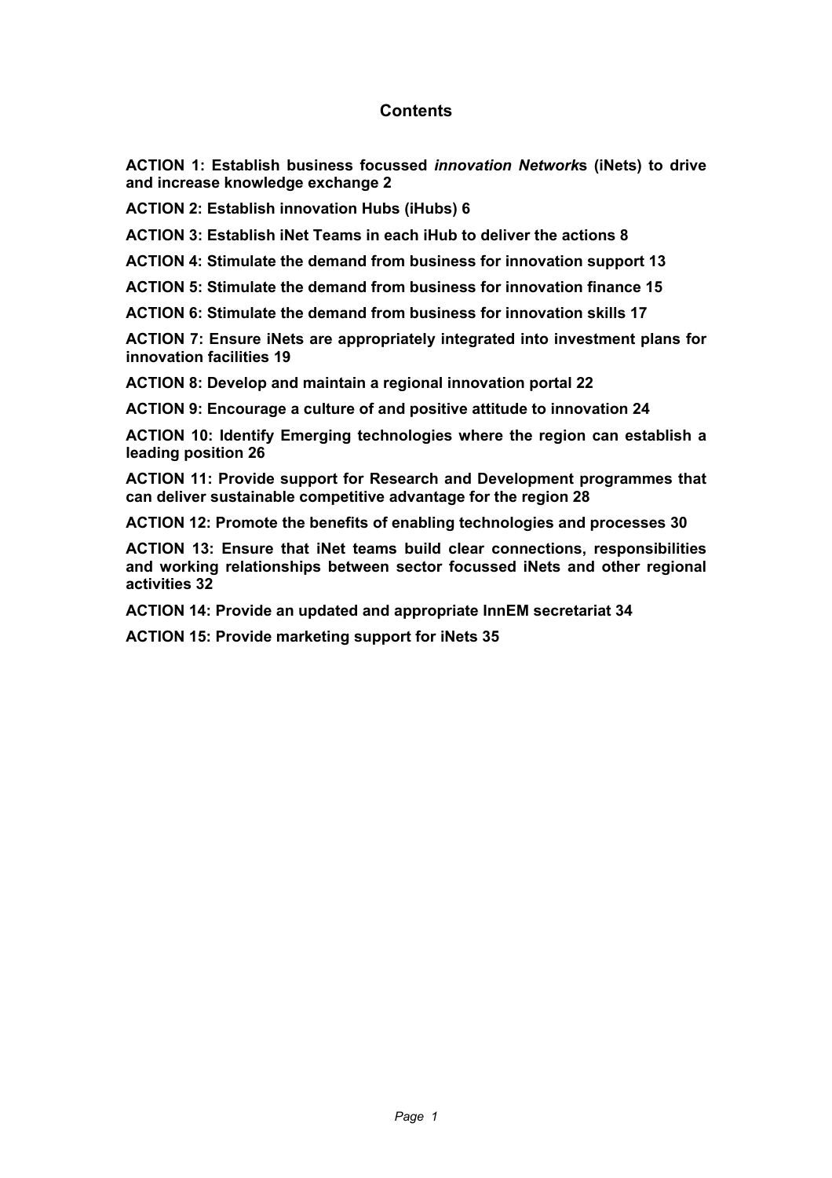## Contents

**ACTION 1: Establish business focussed *innovation Network*s (iNets) to drive and increase knowledge exchange 2**

**ACTION 2: Establish innovation Hubs (iHubs) 6**

**ACTION 3: Establish iNet Teams in each iHub to deliver the actions 8**

**ACTION 4: Stimulate the demand from business for innovation support 13**

**ACTION 5: Stimulate the demand from business for innovation finance 15**

**ACTION 6: Stimulate the demand from business for innovation skills 17**

**ACTION 7: Ensure iNets are appropriately integrated into investment plans for innovation facilities 19**

**ACTION 8: Develop and maintain a regional innovation portal 22**

**ACTION 9: Encourage a culture of and positive attitude to innovation 24**

**ACTION 10: Identify Emerging technologies where the region can establish a leading position 26**

**ACTION 11: Provide support for Research and Development programmes that can deliver sustainable competitive advantage for the region 28**

**ACTION 12: Promote the benefits of enabling technologies and processes 30**

**ACTION 13: Ensure that iNet teams build clear connections, responsibilities and working relationships between sector focussed iNets and other regional activities 32**

**ACTION 14: Provide an updated and appropriate InnEM secretariat 34**

**ACTION 15: Provide marketing support for iNets 35**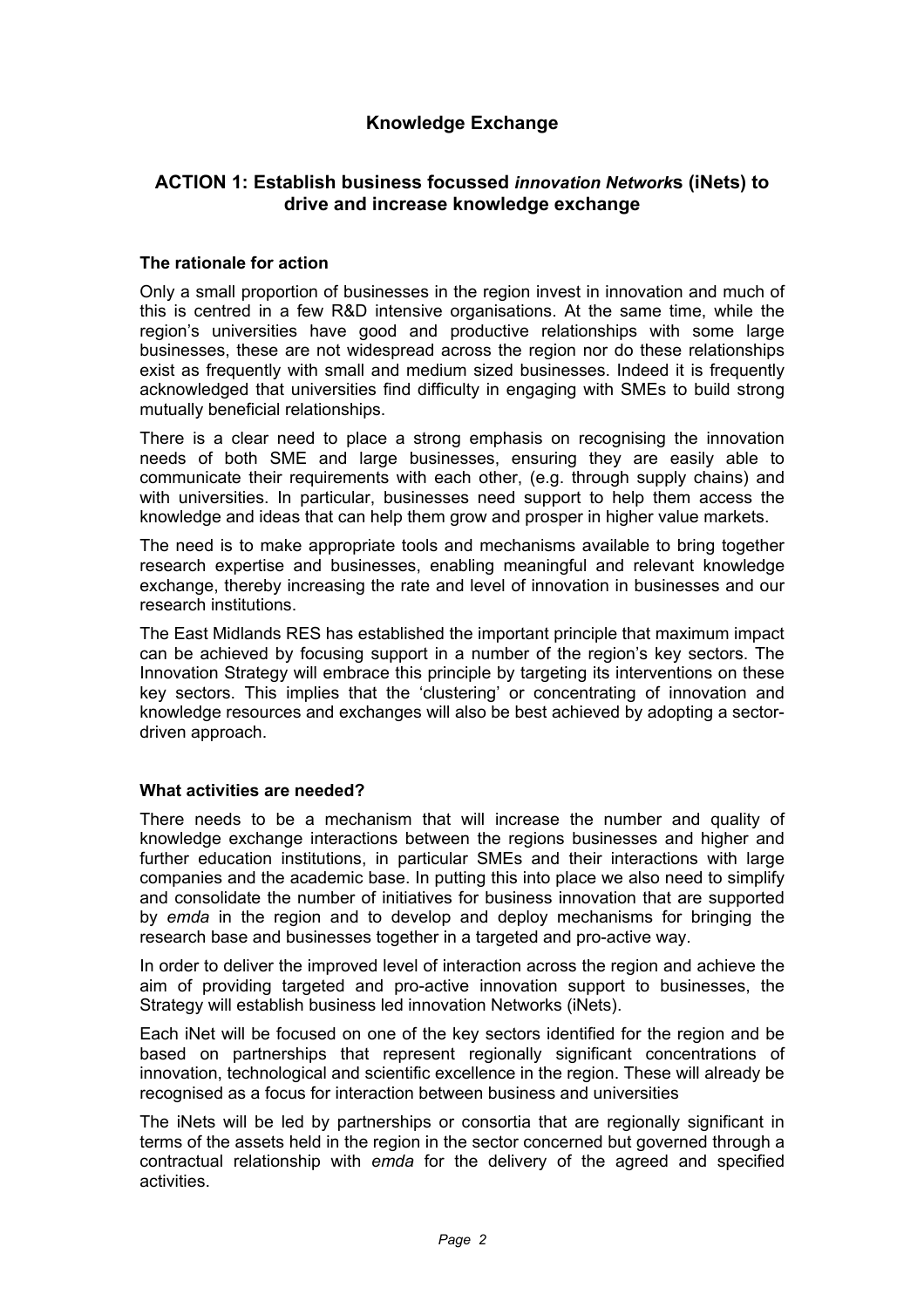## Knowledge Exchange

### ACTION 1: Establish business focussed *innovation Network*s (iNets) to drive and increase knowledge exchange

**The rationale for action**

Only a small proportion of businesses in the region invest in innovation and much of this is centred in a few R&D intensive organisations. At the same time, while the region's universities have good and productive relationships with some large businesses, these are not widespread across the region nor do these relationships exist as frequently with small and medium sized businesses. Indeed it is frequently acknowledged that universities find difficulty in engaging with SMEs to build strong mutually beneficial relationships.

There is a clear need to place a strong emphasis on recognising the innovation needs of both SME and large businesses, ensuring they are easily able to communicate their requirements with each other, (e.g. through supply chains) and with universities. In particular, businesses need support to help them access the knowledge and ideas that can help them grow and prosper in higher value markets.

The need is to make appropriate tools and mechanisms available to bring together research expertise and businesses, enabling meaningful and relevant knowledge exchange, thereby increasing the rate and level of innovation in businesses and our research institutions.

The East Midlands RES has established the important principle that maximum impact can be achieved by focusing support in a number of the region's key sectors. The Innovation Strategy will embrace this principle by targeting its interventions on these key sectors. This implies that the 'clustering' or concentrating of innovation and knowledge resources and exchanges will also be best achieved by adopting a sector-driven approach.

**What activities are needed?**

There needs to be a mechanism that will increase the number and quality of knowledge exchange interactions between the regions businesses and higher and further education institutions, in particular SMEs and their interactions with large companies and the academic base. In putting this into place we also need to simplify and consolidate the number of initiatives for business innovation that are supported by *emda* in the region and to develop and deploy mechanisms for bringing the research base and businesses together in a targeted and pro-active way.

In order to deliver the improved level of interaction across the region and achieve the aim of providing targeted and pro-active innovation support to businesses, the Strategy will establish business led innovation Networks (iNets).

Each iNet will be focused on one of the key sectors identified for the region and be based on partnerships that represent regionally significant concentrations of innovation, technological and scientific excellence in the region. These will already be recognised as a focus for interaction between business and universities

The iNets will be led by partnerships or consortia that are regionally significant in terms of the assets held in the region in the sector concerned but governed through a contractual relationship with *emda* for the delivery of the agreed and specified activities.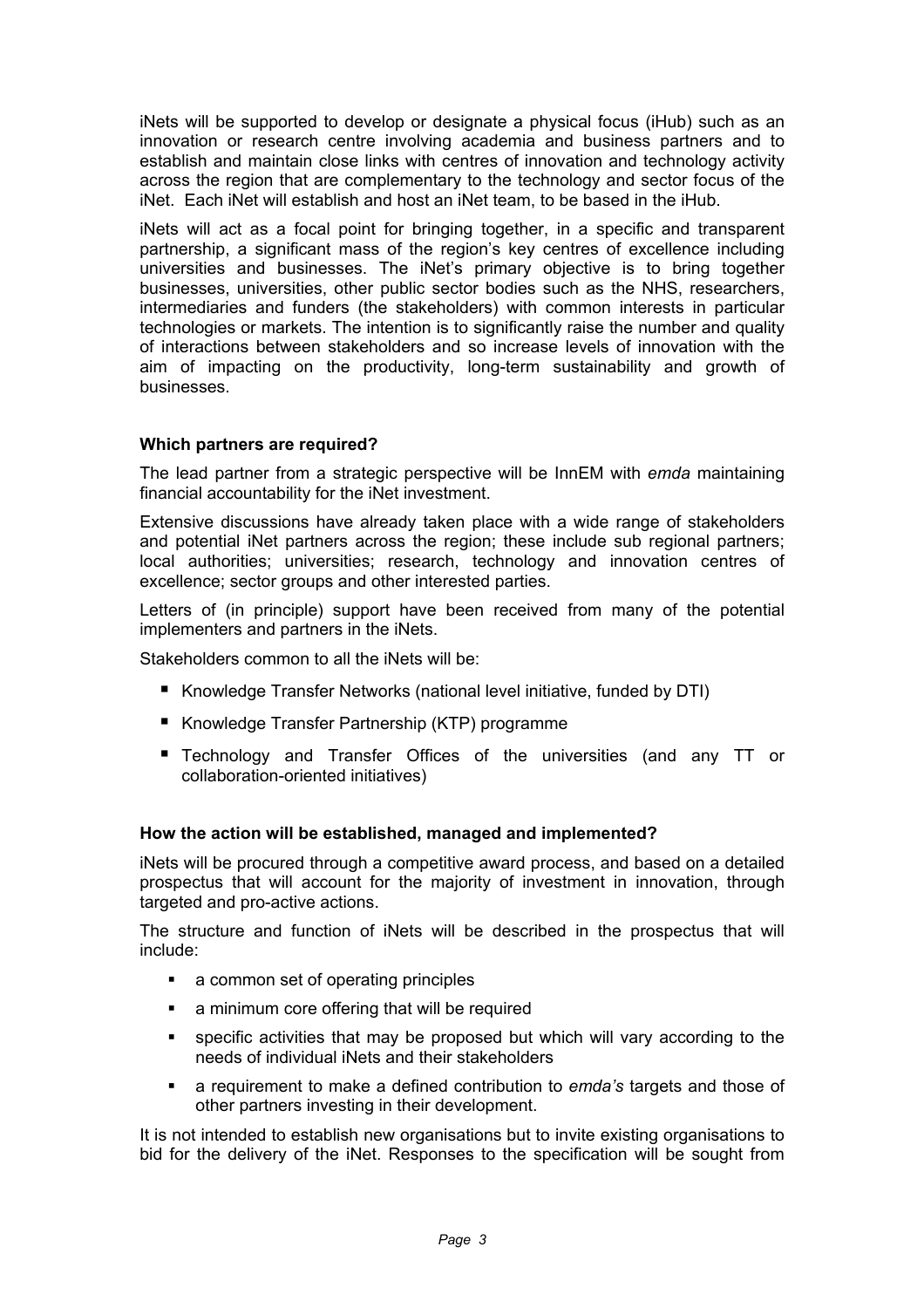iNets will be supported to develop or designate a physical focus (iHub) such as an innovation or research centre involving academia and business partners and to establish and maintain close links with centres of innovation and technology activity across the region that are complementary to the technology and sector focus of the iNet. Each iNet will establish and host an iNet team, to be based in the iHub.

iNets will act as a focal point for bringing together, in a specific and transparent partnership, a significant mass of the region's key centres of excellence including universities and businesses. The iNet's primary objective is to bring together businesses, universities, other public sector bodies such as the NHS, researchers, intermediaries and funders (the stakeholders) with common interests in particular technologies or markets. The intention is to significantly raise the number and quality of interactions between stakeholders and so increase levels of innovation with the aim of impacting on the productivity, long-term sustainability and growth of businesses.

**Which partners are required?**

The lead partner from a strategic perspective will be InnEM with *emda* maintaining financial accountability for the iNet investment.

Extensive discussions have already taken place with a wide range of stakeholders and potential iNet partners across the region; these include sub regional partners; local authorities; universities; research, technology and innovation centres of excellence; sector groups and other interested parties.

Letters of (in principle) support have been received from many of the potential implementers and partners in the iNets.

Stakeholders common to all the iNets will be:

- Knowledge Transfer Networks (national level initiative, funded by DTI)
- Knowledge Transfer Partnership (KTP) programme
- Technology and Transfer Offices of the universities (and any TT or collaboration-oriented initiatives)

**How the action will be established, managed and implemented?**

iNets will be procured through a competitive award process, and based on a detailed prospectus that will account for the majority of investment in innovation, through targeted and pro-active actions.

The structure and function of iNets will be described in the prospectus that will include:

- a common set of operating principles
- a minimum core offering that will be required
- specific activities that may be proposed but which will vary according to the needs of individual iNets and their stakeholders
- a requirement to make a defined contribution to *emda's* targets and those of other partners investing in their development.

It is not intended to establish new organisations but to invite existing organisations to bid for the delivery of the iNet. Responses to the specification will be sought from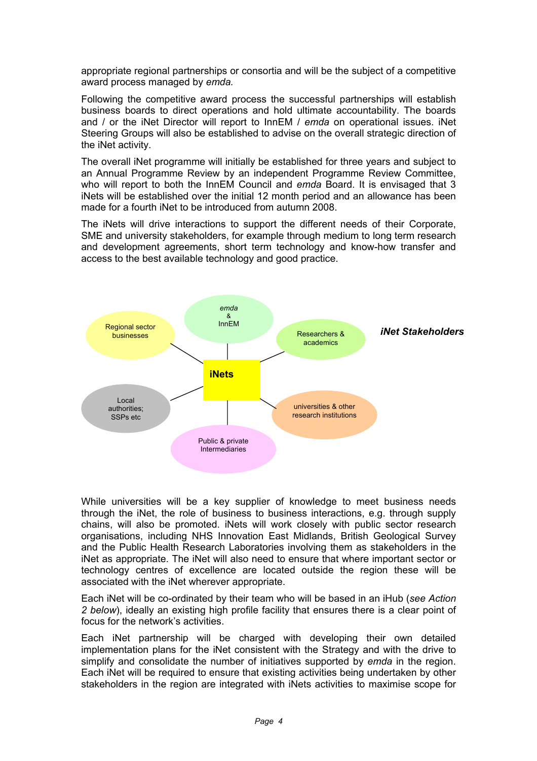appropriate regional partnerships or consortia and will be the subject of a competitive award process managed by *emda.*

Following the competitive award process the successful partnerships will establish business boards to direct operations and hold ultimate accountability. The boards and / or the iNet Director will report to InnEM / *emda* on operational issues. iNet Steering Groups will also be established to advise on the overall strategic direction of the iNet activity.

The overall iNet programme will initially be established for three years and subject to an Annual Programme Review by an independent Programme Review Committee, who will report to both the InnEM Council and *emda* Board. It is envisaged that 3 iNets will be established over the initial 12 month period and an allowance has been made for a fourth iNet to be introduced from autumn 2008.

The iNets will drive interactions to support the different needs of their Corporate, SME and university stakeholders, for example through medium to long term research and development agreements, short term technology and know-how transfer and access to the best available technology and good practice.

***iNet Stakeholders***

- **iNets**
  - Regional sector businesses
  - *emda* & InnEM
  - Researchers & academics
  - universities & other research institutions
  - Public & private Intermediaries
  - Local authorities; SSPs etc

While universities will be a key supplier of knowledge to meet business needs through the iNet, the role of business to business interactions, e.g. through supply chains, will also be promoted. iNets will work closely with public sector research organisations, including NHS Innovation East Midlands, British Geological Survey and the Public Health Research Laboratories involving them as stakeholders in the iNet as appropriate. The iNet will also need to ensure that where important sector or technology centres of excellence are located outside the region these will be associated with the iNet wherever appropriate.

Each iNet will be co-ordinated by their team who will be based in an iHub (*see Action 2 below*), ideally an existing high profile facility that ensures there is a clear point of focus for the network's activities.

Each iNet partnership will be charged with developing their own detailed implementation plans for the iNet consistent with the Strategy and with the drive to simplify and consolidate the number of initiatives supported by *emda* in the region. Each iNet will be required to ensure that existing activities being undertaken by other stakeholders in the region are integrated with iNets activities to maximise scope for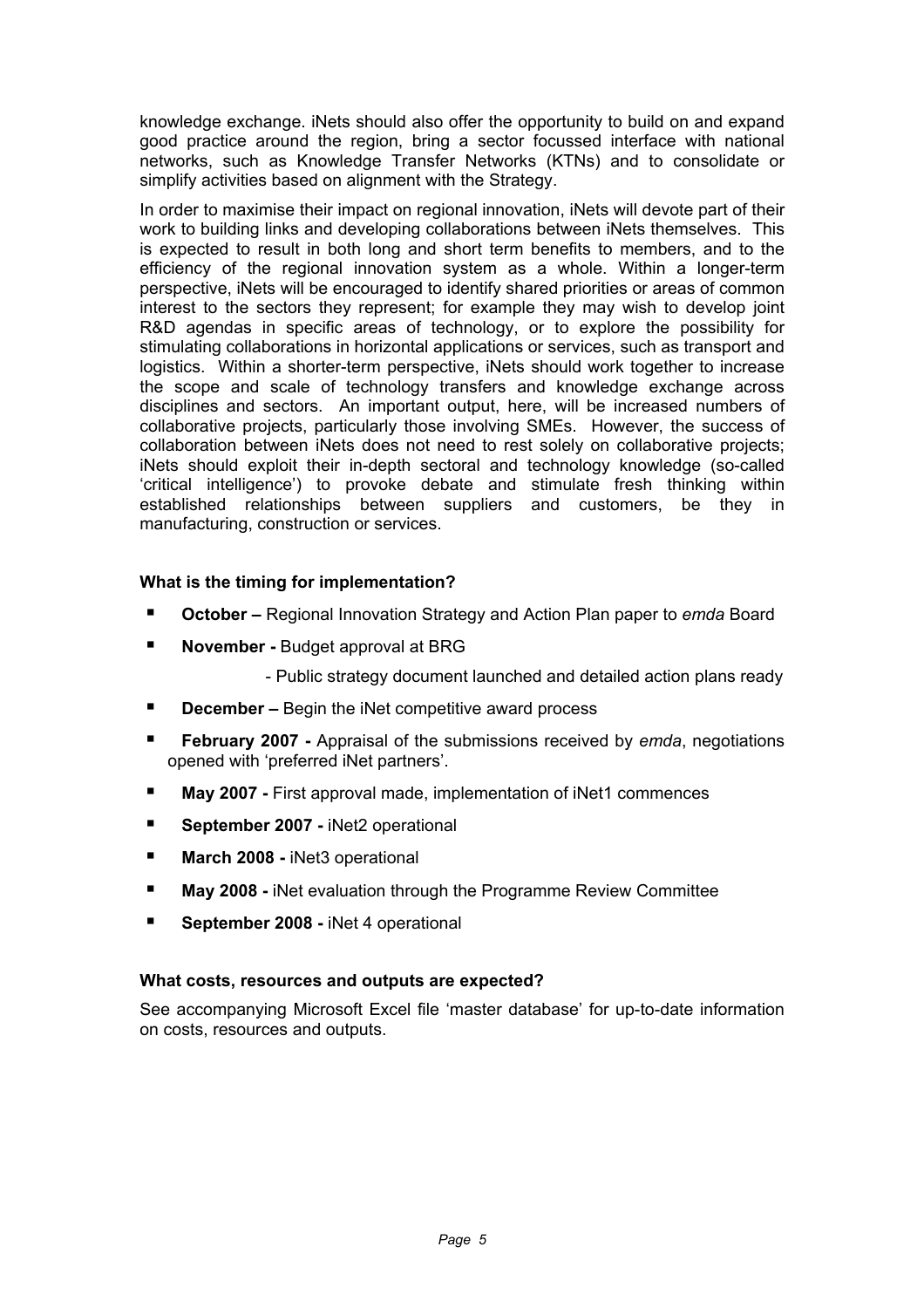knowledge exchange. iNets should also offer the opportunity to build on and expand good practice around the region, bring a sector focussed interface with national networks, such as Knowledge Transfer Networks (KTNs) and to consolidate or simplify activities based on alignment with the Strategy.

In order to maximise their impact on regional innovation, iNets will devote part of their work to building links and developing collaborations between iNets themselves. This is expected to result in both long and short term benefits to members, and to the efficiency of the regional innovation system as a whole. Within a longer-term perspective, iNets will be encouraged to identify shared priorities or areas of common interest to the sectors they represent; for example they may wish to develop joint R&D agendas in specific areas of technology, or to explore the possibility for stimulating collaborations in horizontal applications or services, such as transport and logistics. Within a shorter-term perspective, iNets should work together to increase the scope and scale of technology transfers and knowledge exchange across disciplines and sectors. An important output, here, will be increased numbers of collaborative projects, particularly those involving SMEs. However, the success of collaboration between iNets does not need to rest solely on collaborative projects; iNets should exploit their in-depth sectoral and technology knowledge (so-called 'critical intelligence') to provoke debate and stimulate fresh thinking within established relationships between suppliers and customers, be they in manufacturing, construction or services.

**What is the timing for implementation?**

- **October –** Regional Innovation Strategy and Action Plan paper to *emda* Board
- **November -** Budget approval at BRG
  - Public strategy document launched and detailed action plans ready
- **December –** Begin the iNet competitive award process
- **February 2007 -** Appraisal of the submissions received by *emda*, negotiations opened with 'preferred iNet partners'.
- **May 2007 -** First approval made, implementation of iNet1 commences
- **September 2007 -** iNet2 operational
- **March 2008 -** iNet3 operational
- **May 2008 -** iNet evaluation through the Programme Review Committee
- **September 2008 -** iNet 4 operational

**What costs, resources and outputs are expected?**

See accompanying Microsoft Excel file 'master database' for up-to-date information on costs, resources and outputs.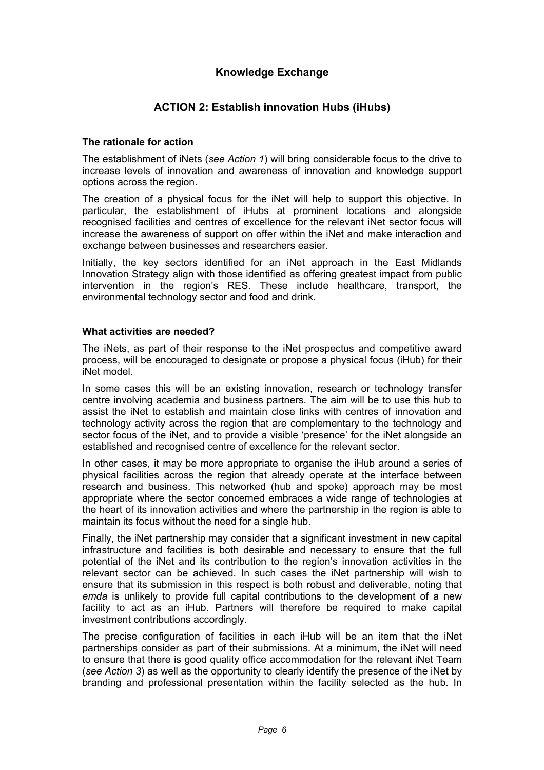## Knowledge Exchange

### ACTION 2: Establish innovation Hubs (iHubs)

**The rationale for action**

The establishment of iNets (*see Action 1*) will bring considerable focus to the drive to increase levels of innovation and awareness of innovation and knowledge support options across the region.

The creation of a physical focus for the iNet will help to support this objective. In particular, the establishment of iHubs at prominent locations and alongside recognised facilities and centres of excellence for the relevant iNet sector focus will increase the awareness of support on offer within the iNet and make interaction and exchange between businesses and researchers easier.

Initially, the key sectors identified for an iNet approach in the East Midlands Innovation Strategy align with those identified as offering greatest impact from public intervention in the region's RES. These include healthcare, transport, the environmental technology sector and food and drink.

**What activities are needed?**

The iNets, as part of their response to the iNet prospectus and competitive award process, will be encouraged to designate or propose a physical focus (iHub) for their iNet model.

In some cases this will be an existing innovation, research or technology transfer centre involving academia and business partners. The aim will be to use this hub to assist the iNet to establish and maintain close links with centres of innovation and technology activity across the region that are complementary to the technology and sector focus of the iNet, and to provide a visible 'presence' for the iNet alongside an established and recognised centre of excellence for the relevant sector.

In other cases, it may be more appropriate to organise the iHub around a series of physical facilities across the region that already operate at the interface between research and business. This networked (hub and spoke) approach may be most appropriate where the sector concerned embraces a wide range of technologies at the heart of its innovation activities and where the partnership in the region is able to maintain its focus without the need for a single hub.

Finally, the iNet partnership may consider that a significant investment in new capital infrastructure and facilities is both desirable and necessary to ensure that the full potential of the iNet and its contribution to the region's innovation activities in the relevant sector can be achieved. In such cases the iNet partnership will wish to ensure that its submission in this respect is both robust and deliverable, noting that *emda* is unlikely to provide full capital contributions to the development of a new facility to act as an iHub. Partners will therefore be required to make capital investment contributions accordingly.

The precise configuration of facilities in each iHub will be an item that the iNet partnerships consider as part of their submissions. At a minimum, the iNet will need to ensure that there is good quality office accommodation for the relevant iNet Team (*see Action 3*) as well as the opportunity to clearly identify the presence of the iNet by branding and professional presentation within the facility selected as the hub. In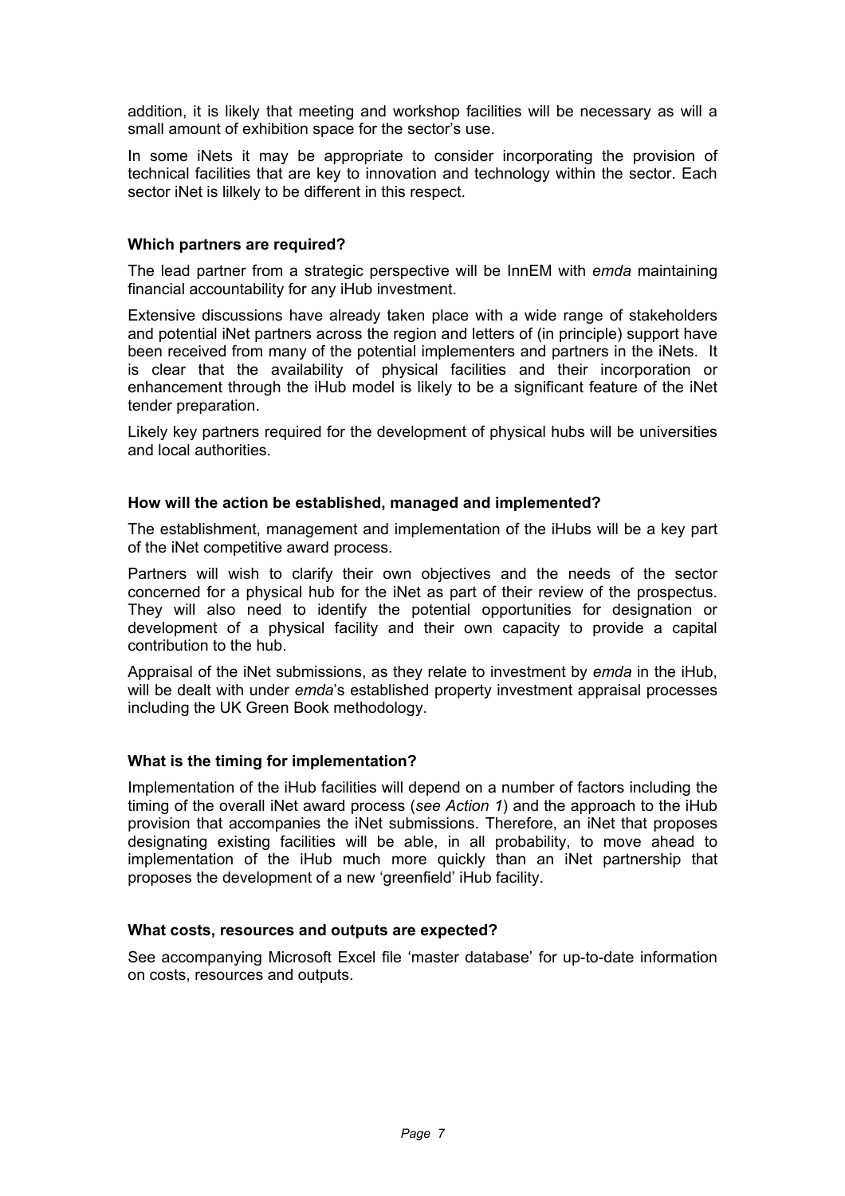addition, it is likely that meeting and workshop facilities will be necessary as will a small amount of exhibition space for the sector's use.

In some iNets it may be appropriate to consider incorporating the provision of technical facilities that are key to innovation and technology within the sector. Each sector iNet is lilkely to be different in this respect.

#### Which partners are required?

The lead partner from a strategic perspective will be InnEM with *emda* maintaining financial accountability for any iHub investment.

Extensive discussions have already taken place with a wide range of stakeholders and potential iNet partners across the region and letters of (in principle) support have been received from many of the potential implementers and partners in the iNets. It is clear that the availability of physical facilities and their incorporation or enhancement through the iHub model is likely to be a significant feature of the iNet tender preparation.

Likely key partners required for the development of physical hubs will be universities and local authorities.

#### How will the action be established, managed and implemented?

The establishment, management and implementation of the iHubs will be a key part of the iNet competitive award process.

Partners will wish to clarify their own objectives and the needs of the sector concerned for a physical hub for the iNet as part of their review of the prospectus. They will also need to identify the potential opportunities for designation or development of a physical facility and their own capacity to provide a capital contribution to the hub.

Appraisal of the iNet submissions, as they relate to investment by *emda* in the iHub, will be dealt with under *emda*'s established property investment appraisal processes including the UK Green Book methodology.

#### What is the timing for implementation?

Implementation of the iHub facilities will depend on a number of factors including the timing of the overall iNet award process (*see Action 1*) and the approach to the iHub provision that accompanies the iNet submissions. Therefore, an iNet that proposes designating existing facilities will be able, in all probability, to move ahead to implementation of the iHub much more quickly than an iNet partnership that proposes the development of a new 'greenfield' iHub facility.

#### What costs, resources and outputs are expected?

See accompanying Microsoft Excel file 'master database' for up-to-date information on costs, resources and outputs.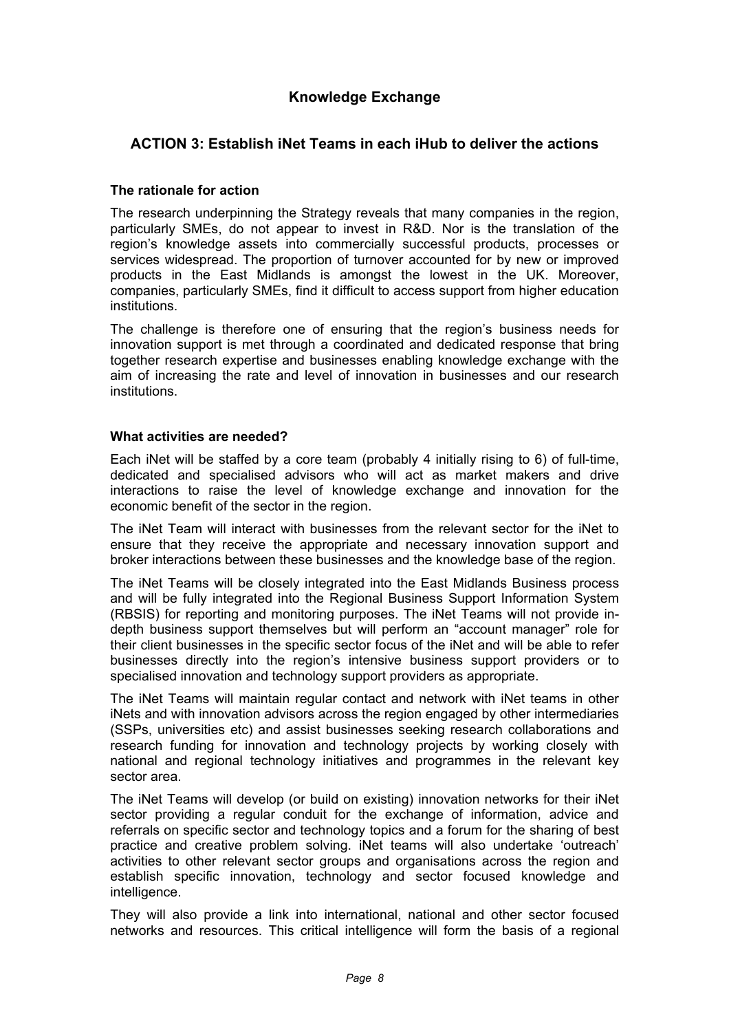## Knowledge Exchange

### ACTION 3: Establish iNet Teams in each iHub to deliver the actions

**The rationale for action**

The research underpinning the Strategy reveals that many companies in the region, particularly SMEs, do not appear to invest in R&D. Nor is the translation of the region's knowledge assets into commercially successful products, processes or services widespread. The proportion of turnover accounted for by new or improved products in the East Midlands is amongst the lowest in the UK. Moreover, companies, particularly SMEs, find it difficult to access support from higher education institutions.

The challenge is therefore one of ensuring that the region's business needs for innovation support is met through a coordinated and dedicated response that bring together research expertise and businesses enabling knowledge exchange with the aim of increasing the rate and level of innovation in businesses and our research institutions.

**What activities are needed?**

Each iNet will be staffed by a core team (probably 4 initially rising to 6) of full-time, dedicated and specialised advisors who will act as market makers and drive interactions to raise the level of knowledge exchange and innovation for the economic benefit of the sector in the region.

The iNet Team will interact with businesses from the relevant sector for the iNet to ensure that they receive the appropriate and necessary innovation support and broker interactions between these businesses and the knowledge base of the region.

The iNet Teams will be closely integrated into the East Midlands Business process and will be fully integrated into the Regional Business Support Information System (RBSIS) for reporting and monitoring purposes. The iNet Teams will not provide in-depth business support themselves but will perform an "account manager" role for their client businesses in the specific sector focus of the iNet and will be able to refer businesses directly into the region's intensive business support providers or to specialised innovation and technology support providers as appropriate.

The iNet Teams will maintain regular contact and network with iNet teams in other iNets and with innovation advisors across the region engaged by other intermediaries (SSPs, universities etc) and assist businesses seeking research collaborations and research funding for innovation and technology projects by working closely with national and regional technology initiatives and programmes in the relevant key sector area.

The iNet Teams will develop (or build on existing) innovation networks for their iNet sector providing a regular conduit for the exchange of information, advice and referrals on specific sector and technology topics and a forum for the sharing of best practice and creative problem solving. iNet teams will also undertake 'outreach' activities to other relevant sector groups and organisations across the region and establish specific innovation, technology and sector focused knowledge and intelligence.

They will also provide a link into international, national and other sector focused networks and resources. This critical intelligence will form the basis of a regional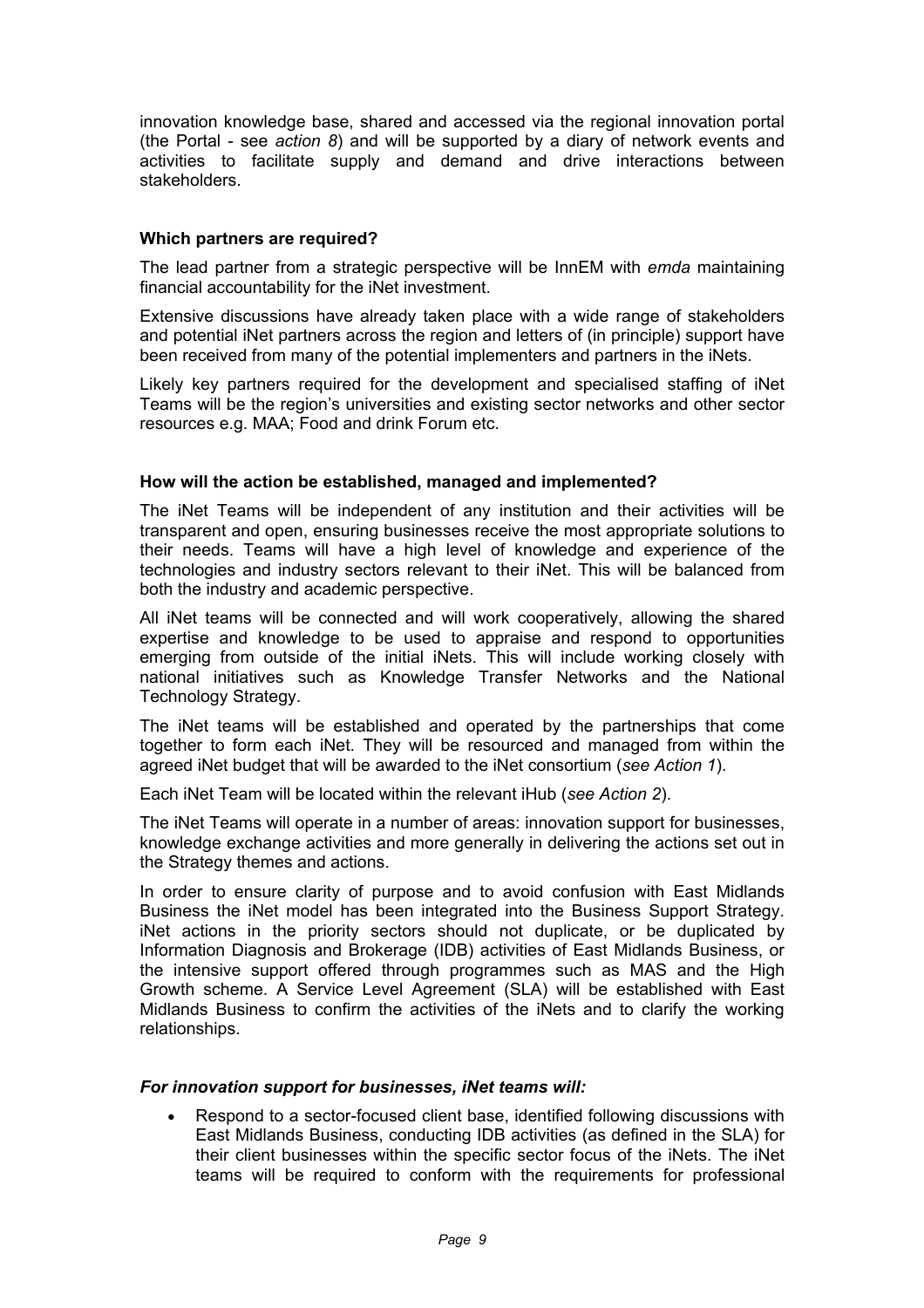innovation knowledge base, shared and accessed via the regional innovation portal (the Portal - see *action 8*) and will be supported by a diary of network events and activities to facilitate supply and demand and drive interactions between stakeholders.

**Which partners are required?**

The lead partner from a strategic perspective will be InnEM with *emda* maintaining financial accountability for the iNet investment.

Extensive discussions have already taken place with a wide range of stakeholders and potential iNet partners across the region and letters of (in principle) support have been received from many of the potential implementers and partners in the iNets.

Likely key partners required for the development and specialised staffing of iNet Teams will be the region's universities and existing sector networks and other sector resources e.g. MAA; Food and drink Forum etc.

**How will the action be established, managed and implemented?**

The iNet Teams will be independent of any institution and their activities will be transparent and open, ensuring businesses receive the most appropriate solutions to their needs. Teams will have a high level of knowledge and experience of the technologies and industry sectors relevant to their iNet. This will be balanced from both the industry and academic perspective.

All iNet teams will be connected and will work cooperatively, allowing the shared expertise and knowledge to be used to appraise and respond to opportunities emerging from outside of the initial iNets. This will include working closely with national initiatives such as Knowledge Transfer Networks and the National Technology Strategy.

The iNet teams will be established and operated by the partnerships that come together to form each iNet. They will be resourced and managed from within the agreed iNet budget that will be awarded to the iNet consortium (*see Action 1*).

Each iNet Team will be located within the relevant iHub (*see Action 2*).

The iNet Teams will operate in a number of areas: innovation support for businesses, knowledge exchange activities and more generally in delivering the actions set out in the Strategy themes and actions.

In order to ensure clarity of purpose and to avoid confusion with East Midlands Business the iNet model has been integrated into the Business Support Strategy. iNet actions in the priority sectors should not duplicate, or be duplicated by Information Diagnosis and Brokerage (IDB) activities of East Midlands Business, or the intensive support offered through programmes such as MAS and the High Growth scheme. A Service Level Agreement (SLA) will be established with East Midlands Business to confirm the activities of the iNets and to clarify the working relationships.

***For innovation support for businesses, iNet teams will:***

- Respond to a sector-focused client base, identified following discussions with East Midlands Business, conducting IDB activities (as defined in the SLA) for their client businesses within the specific sector focus of the iNets. The iNet teams will be required to conform with the requirements for professional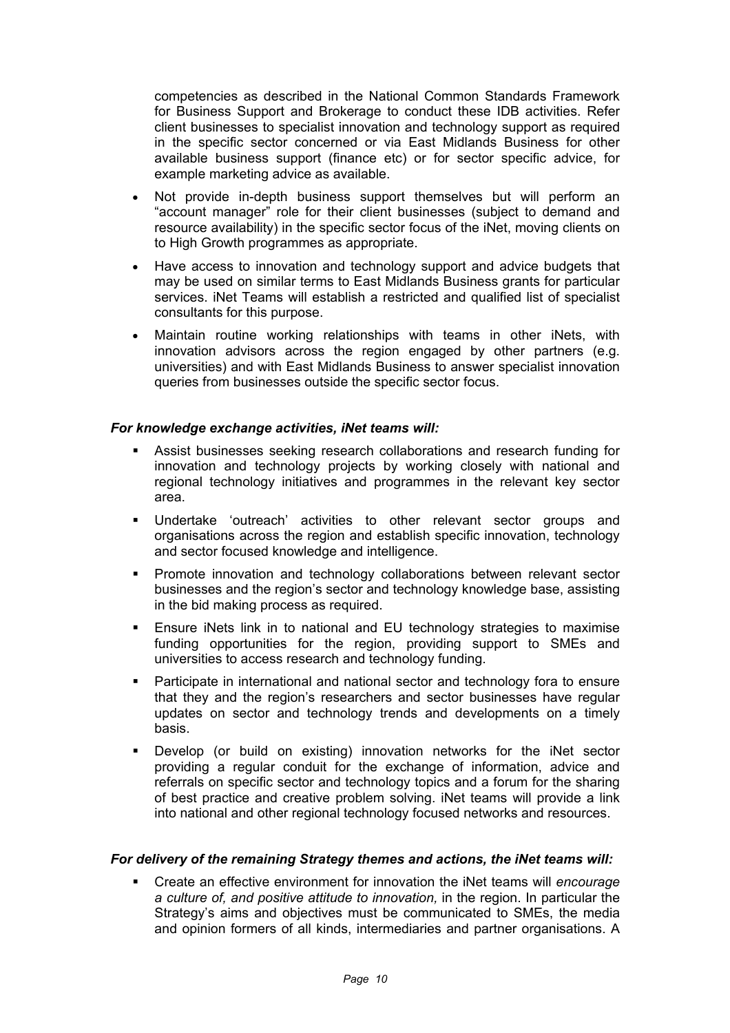competencies as described in the National Common Standards Framework for Business Support and Brokerage to conduct these IDB activities. Refer client businesses to specialist innovation and technology support as required in the specific sector concerned or via East Midlands Business for other available business support (finance etc) or for sector specific advice, for example marketing advice as available.

- Not provide in-depth business support themselves but will perform an "account manager" role for their client businesses (subject to demand and resource availability) in the specific sector focus of the iNet, moving clients on to High Growth programmes as appropriate.
- Have access to innovation and technology support and advice budgets that may be used on similar terms to East Midlands Business grants for particular services. iNet Teams will establish a restricted and qualified list of specialist consultants for this purpose.
- Maintain routine working relationships with teams in other iNets, with innovation advisors across the region engaged by other partners (e.g. universities) and with East Midlands Business to answer specialist innovation queries from businesses outside the specific sector focus.

***For knowledge exchange activities, iNet teams will:***

- Assist businesses seeking research collaborations and research funding for innovation and technology projects by working closely with national and regional technology initiatives and programmes in the relevant key sector area.
- Undertake 'outreach' activities to other relevant sector groups and organisations across the region and establish specific innovation, technology and sector focused knowledge and intelligence.
- Promote innovation and technology collaborations between relevant sector businesses and the region's sector and technology knowledge base, assisting in the bid making process as required.
- Ensure iNets link in to national and EU technology strategies to maximise funding opportunities for the region, providing support to SMEs and universities to access research and technology funding.
- Participate in international and national sector and technology fora to ensure that they and the region's researchers and sector businesses have regular updates on sector and technology trends and developments on a timely basis.
- Develop (or build on existing) innovation networks for the iNet sector providing a regular conduit for the exchange of information, advice and referrals on specific sector and technology topics and a forum for the sharing of best practice and creative problem solving. iNet teams will provide a link into national and other regional technology focused networks and resources.

***For delivery of the remaining Strategy themes and actions, the iNet teams will:***

- Create an effective environment for innovation the iNet teams will *encourage a culture of, and positive attitude to innovation,* in the region. In particular the Strategy's aims and objectives must be communicated to SMEs, the media and opinion formers of all kinds, intermediaries and partner organisations. A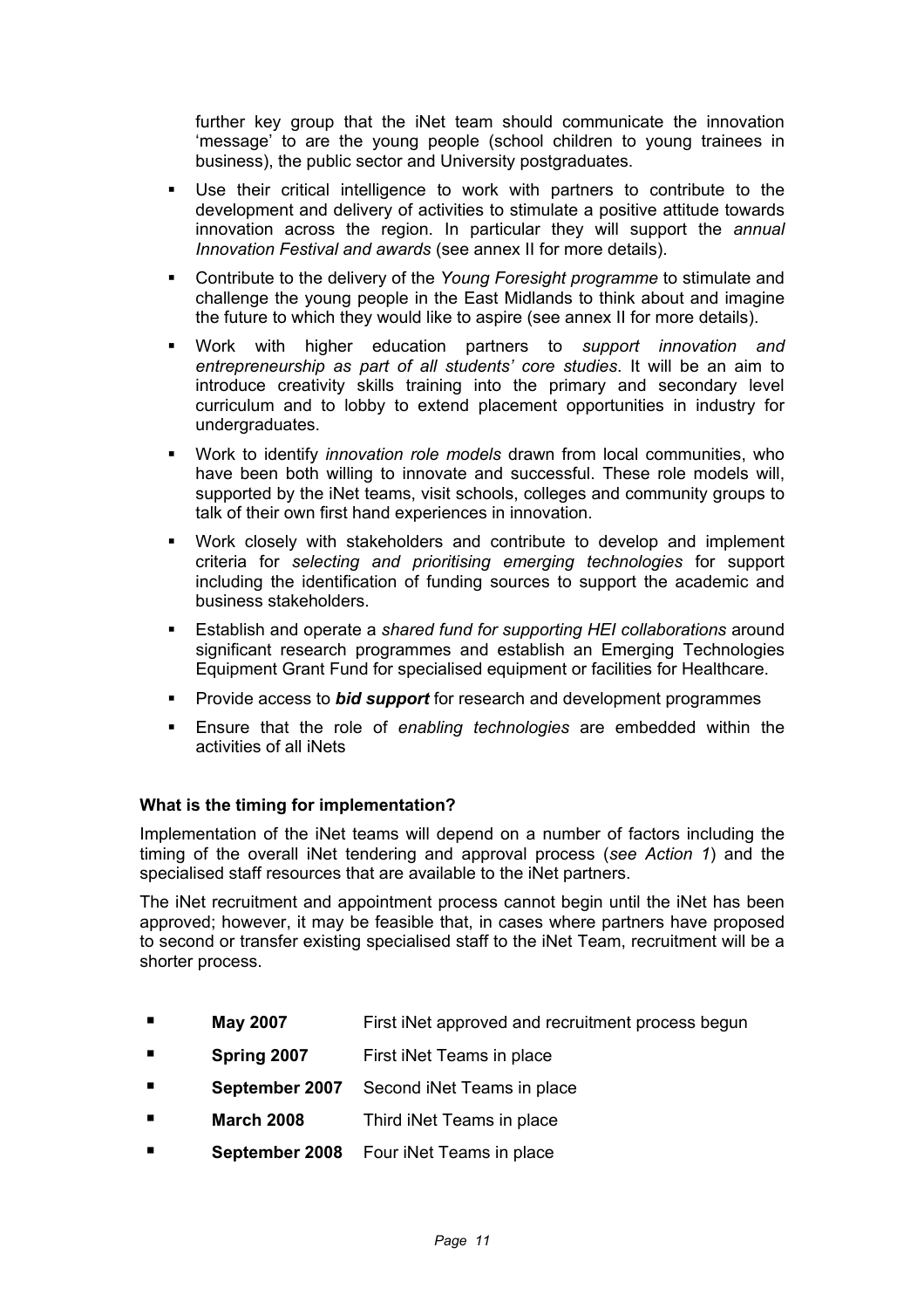further key group that the iNet team should communicate the innovation 'message' to are the young people (school children to young trainees in business), the public sector and University postgraduates.

- Use their critical intelligence to work with partners to contribute to the development and delivery of activities to stimulate a positive attitude towards innovation across the region. In particular they will support the *annual Innovation Festival and awards* (see annex II for more details).
- Contribute to the delivery of the *Young Foresight programme* to stimulate and challenge the young people in the East Midlands to think about and imagine the future to which they would like to aspire (see annex II for more details).
- Work with higher education partners to *support innovation and entrepreneurship as part of all students' core studies*. It will be an aim to introduce creativity skills training into the primary and secondary level curriculum and to lobby to extend placement opportunities in industry for undergraduates.
- Work to identify *innovation role models* drawn from local communities, who have been both willing to innovate and successful. These role models will, supported by the iNet teams, visit schools, colleges and community groups to talk of their own first hand experiences in innovation.
- Work closely with stakeholders and contribute to develop and implement criteria for *selecting and prioritising emerging technologies* for support including the identification of funding sources to support the academic and business stakeholders.
- Establish and operate a *shared fund for supporting HEI collaborations* around significant research programmes and establish an Emerging Technologies Equipment Grant Fund for specialised equipment or facilities for Healthcare.
- Provide access to ***bid support*** for research and development programmes
- Ensure that the role of *enabling technologies* are embedded within the activities of all iNets

**What is the timing for implementation?**

Implementation of the iNet teams will depend on a number of factors including the timing of the overall iNet tendering and approval process (*see Action 1*) and the specialised staff resources that are available to the iNet partners.

The iNet recruitment and appointment process cannot begin until the iNet has been approved; however, it may be feasible that, in cases where partners have proposed to second or transfer existing specialised staff to the iNet Team, recruitment will be a shorter process.

- **May 2007** First iNet approved and recruitment process begun
- **Spring 2007** First iNet Teams in place
- **September 2007** Second iNet Teams in place
- **March 2008** Third iNet Teams in place
- **September 2008** Four iNet Teams in place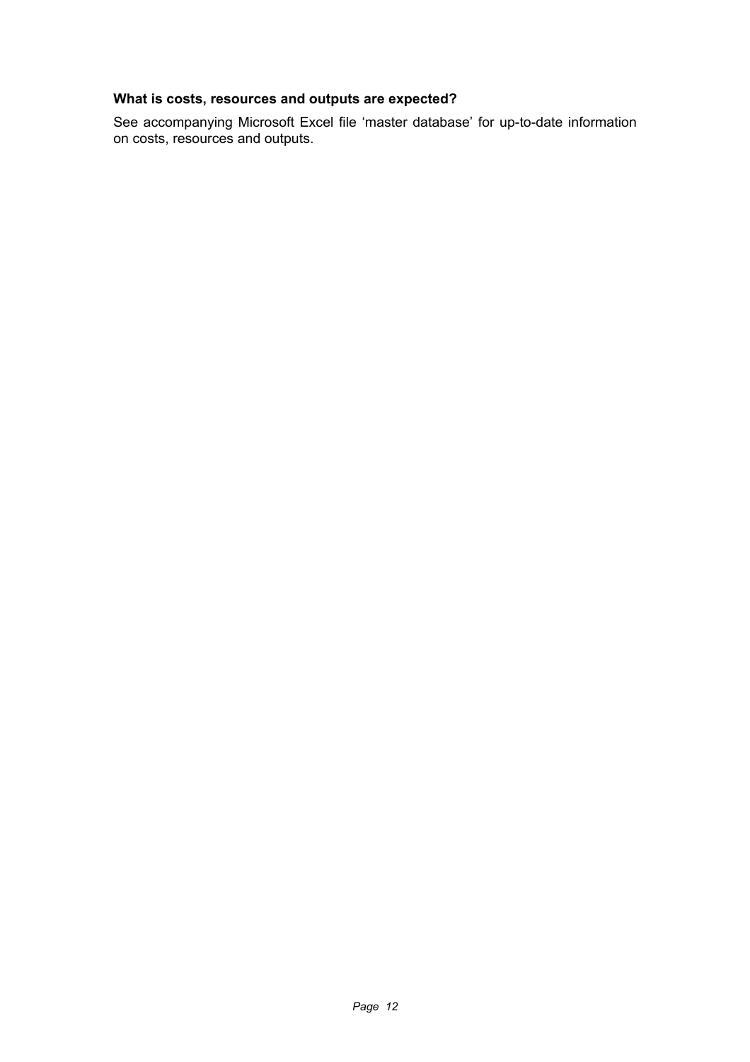**What is costs, resources and outputs are expected?**

See accompanying Microsoft Excel file 'master database' for up-to-date information on costs, resources and outputs.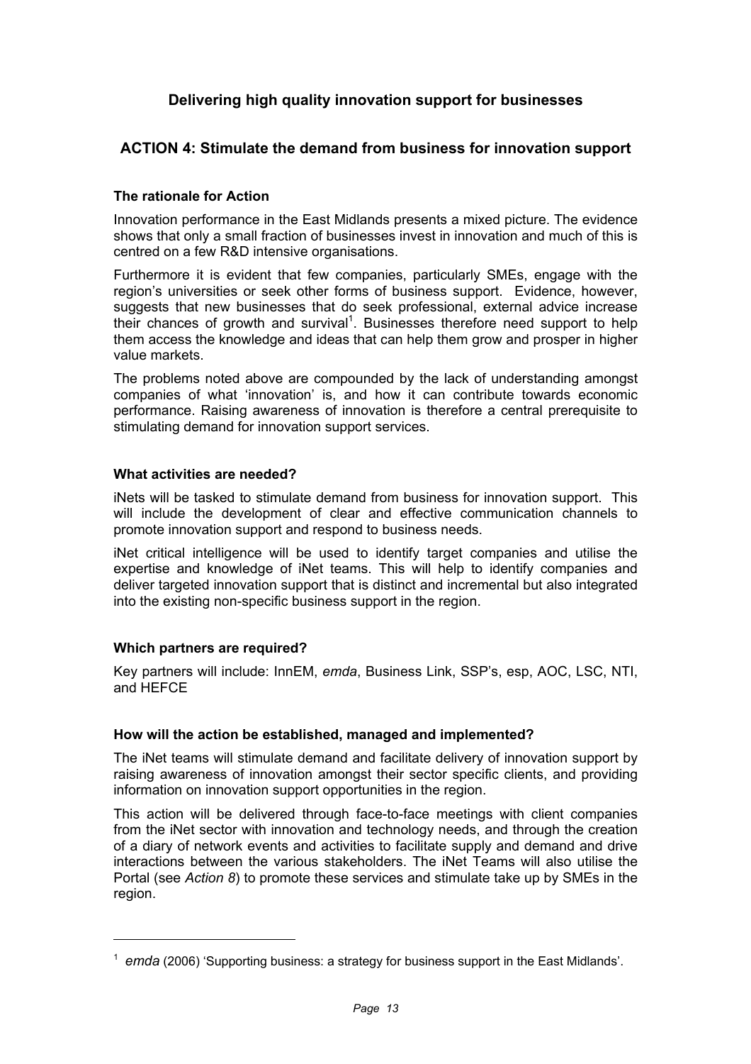## Delivering high quality innovation support for businesses

### ACTION 4: Stimulate the demand from business for innovation support

#### The rationale for Action

Innovation performance in the East Midlands presents a mixed picture. The evidence shows that only a small fraction of businesses invest in innovation and much of this is centred on a few R&D intensive organisations.

Furthermore it is evident that few companies, particularly SMEs, engage with the region's universities or seek other forms of business support. Evidence, however, suggests that new businesses that do seek professional, external advice increase their chances of growth and survival[1]. Businesses therefore need support to help them access the knowledge and ideas that can help them grow and prosper in higher value markets.

The problems noted above are compounded by the lack of understanding amongst companies of what 'innovation' is, and how it can contribute towards economic performance. Raising awareness of innovation is therefore a central prerequisite to stimulating demand for innovation support services.

#### What activities are needed?

iNets will be tasked to stimulate demand from business for innovation support. This will include the development of clear and effective communication channels to promote innovation support and respond to business needs.

iNet critical intelligence will be used to identify target companies and utilise the expertise and knowledge of iNet teams. This will help to identify companies and deliver targeted innovation support that is distinct and incremental but also integrated into the existing non-specific business support in the region.

#### Which partners are required?

Key partners will include: InnEM, *emda*, Business Link, SSP's, esp, AOC, LSC, NTI, and HEFCE

#### How will the action be established, managed and implemented?

The iNet teams will stimulate demand and facilitate delivery of innovation support by raising awareness of innovation amongst their sector specific clients, and providing information on innovation support opportunities in the region.

This action will be delivered through face-to-face meetings with client companies from the iNet sector with innovation and technology needs, and through the creation of a diary of network events and activities to facilitate supply and demand and drive interactions between the various stakeholders. The iNet Teams will also utilise the Portal (see *Action 8*) to promote these services and stimulate take up by SMEs in the region.

---

[1] *emda* (2006) 'Supporting business: a strategy for business support in the East Midlands'.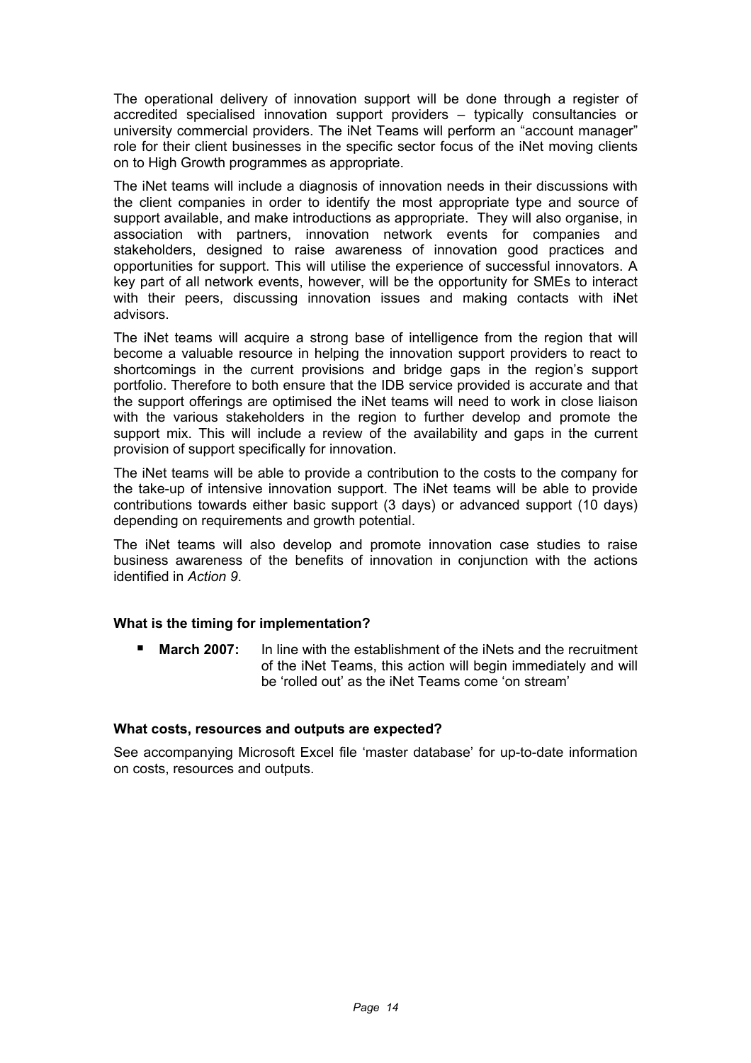The operational delivery of innovation support will be done through a register of accredited specialised innovation support providers – typically consultancies or university commercial providers. The iNet Teams will perform an "account manager" role for their client businesses in the specific sector focus of the iNet moving clients on to High Growth programmes as appropriate.

The iNet teams will include a diagnosis of innovation needs in their discussions with the client companies in order to identify the most appropriate type and source of support available, and make introductions as appropriate. They will also organise, in association with partners, innovation network events for companies and stakeholders, designed to raise awareness of innovation good practices and opportunities for support. This will utilise the experience of successful innovators. A key part of all network events, however, will be the opportunity for SMEs to interact with their peers, discussing innovation issues and making contacts with iNet advisors.

The iNet teams will acquire a strong base of intelligence from the region that will become a valuable resource in helping the innovation support providers to react to shortcomings in the current provisions and bridge gaps in the region's support portfolio. Therefore to both ensure that the IDB service provided is accurate and that the support offerings are optimised the iNet teams will need to work in close liaison with the various stakeholders in the region to further develop and promote the support mix. This will include a review of the availability and gaps in the current provision of support specifically for innovation.

The iNet teams will be able to provide a contribution to the costs to the company for the take-up of intensive innovation support. The iNet teams will be able to provide contributions towards either basic support (3 days) or advanced support (10 days) depending on requirements and growth potential.

The iNet teams will also develop and promote innovation case studies to raise business awareness of the benefits of innovation in conjunction with the actions identified in *Action 9*.

**What is the timing for implementation?**

- **March 2007:** In line with the establishment of the iNets and the recruitment of the iNet Teams, this action will begin immediately and will be 'rolled out' as the iNet Teams come 'on stream'

**What costs, resources and outputs are expected?**

See accompanying Microsoft Excel file 'master database' for up-to-date information on costs, resources and outputs.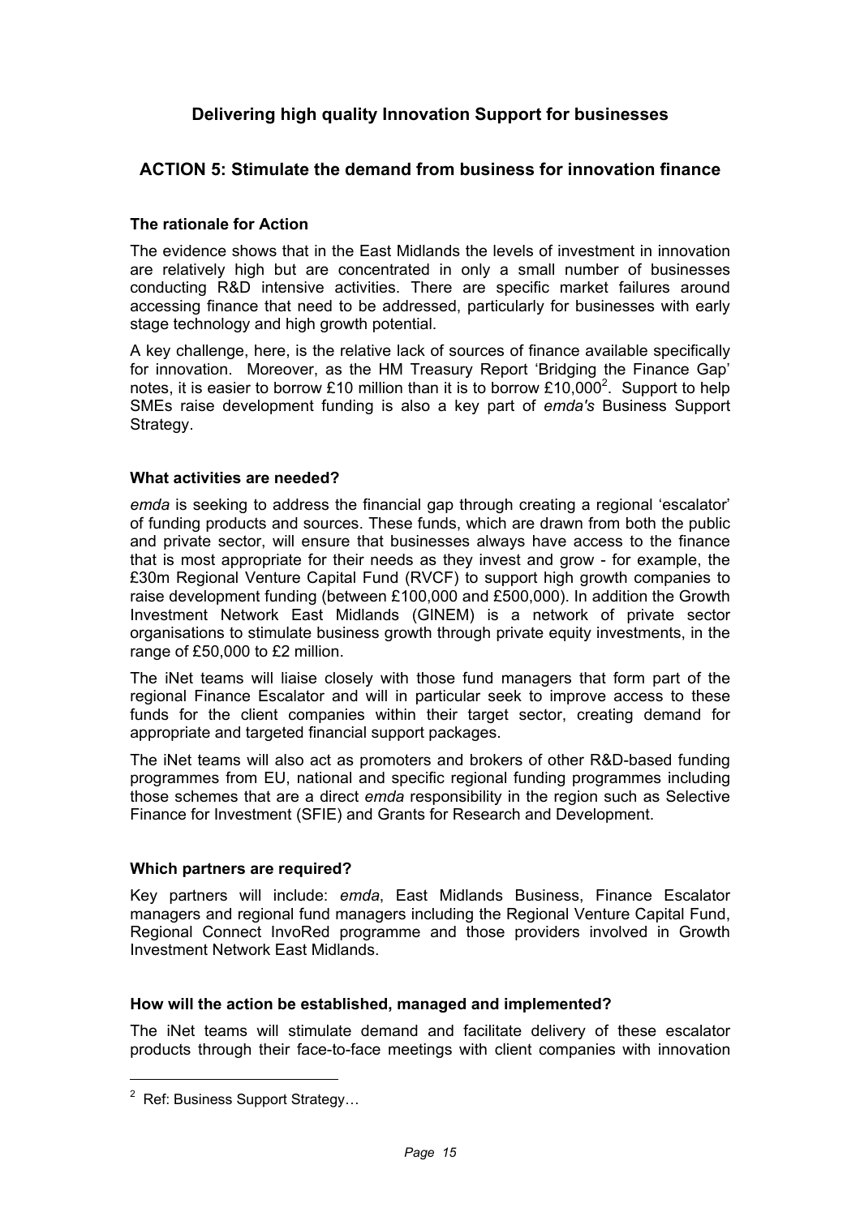## Delivering high quality Innovation Support for businesses

### ACTION 5: Stimulate the demand from business for innovation finance

#### The rationale for Action

The evidence shows that in the East Midlands the levels of investment in innovation are relatively high but are concentrated in only a small number of businesses conducting R&D intensive activities. There are specific market failures around accessing finance that need to be addressed, particularly for businesses with early stage technology and high growth potential.

A key challenge, here, is the relative lack of sources of finance available specifically for innovation. Moreover, as the HM Treasury Report 'Bridging the Finance Gap' notes, it is easier to borrow £10 million than it is to borrow £10,000[2]. Support to help SMEs raise development funding is also a key part of *emda's* Business Support Strategy.

#### What activities are needed?

*emda* is seeking to address the financial gap through creating a regional 'escalator' of funding products and sources. These funds, which are drawn from both the public and private sector, will ensure that businesses always have access to the finance that is most appropriate for their needs as they invest and grow - for example, the £30m Regional Venture Capital Fund (RVCF) to support high growth companies to raise development funding (between £100,000 and £500,000). In addition the Growth Investment Network East Midlands (GINEM) is a network of private sector organisations to stimulate business growth through private equity investments, in the range of £50,000 to £2 million.

The iNet teams will liaise closely with those fund managers that form part of the regional Finance Escalator and will in particular seek to improve access to these funds for the client companies within their target sector, creating demand for appropriate and targeted financial support packages.

The iNet teams will also act as promoters and brokers of other R&D-based funding programmes from EU, national and specific regional funding programmes including those schemes that are a direct *emda* responsibility in the region such as Selective Finance for Investment (SFIE) and Grants for Research and Development.

#### Which partners are required?

Key partners will include: *emda*, East Midlands Business, Finance Escalator managers and regional fund managers including the Regional Venture Capital Fund, Regional Connect InvoRed programme and those providers involved in Growth Investment Network East Midlands.

#### How will the action be established, managed and implemented?

The iNet teams will stimulate demand and facilitate delivery of these escalator products through their face-to-face meetings with client companies with innovation

---

[2] Ref: Business Support Strategy…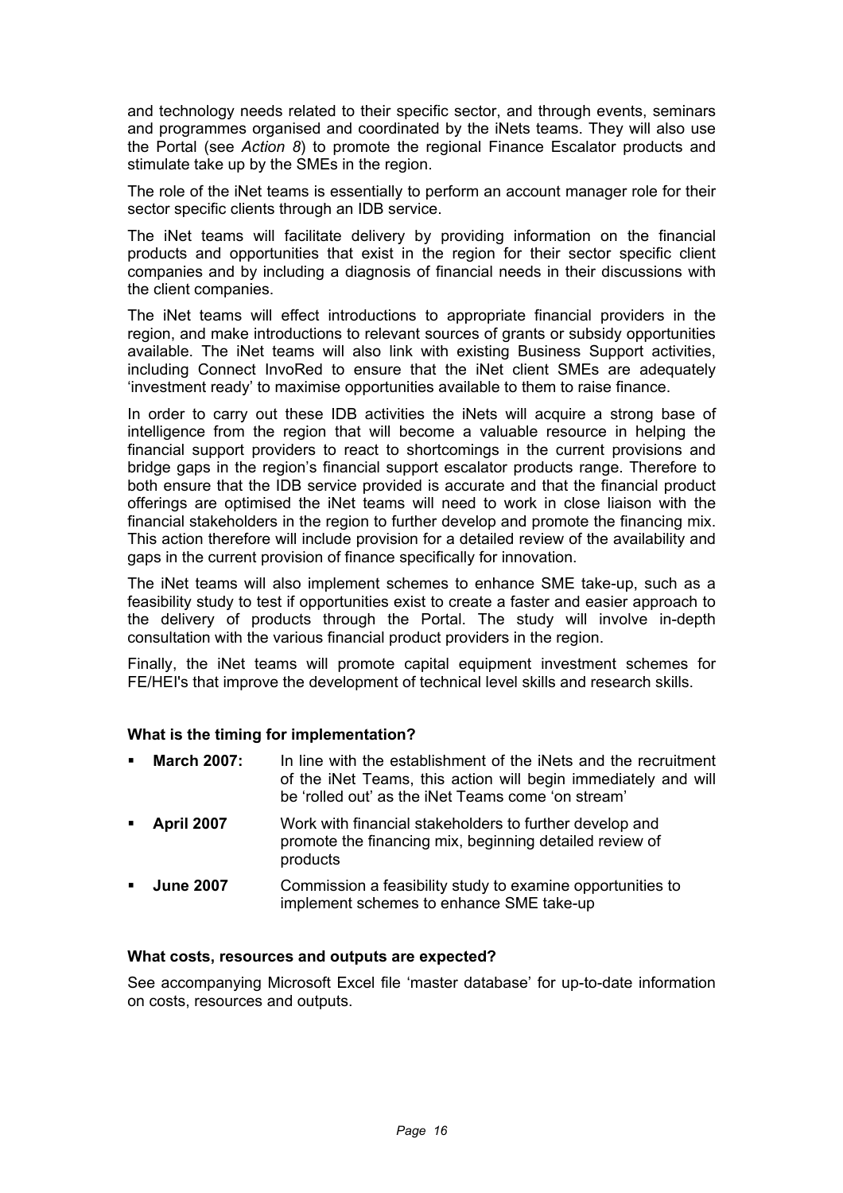and technology needs related to their specific sector, and through events, seminars and programmes organised and coordinated by the iNets teams. They will also use the Portal (see *Action 8*) to promote the regional Finance Escalator products and stimulate take up by the SMEs in the region.

The role of the iNet teams is essentially to perform an account manager role for their sector specific clients through an IDB service.

The iNet teams will facilitate delivery by providing information on the financial products and opportunities that exist in the region for their sector specific client companies and by including a diagnosis of financial needs in their discussions with the client companies.

The iNet teams will effect introductions to appropriate financial providers in the region, and make introductions to relevant sources of grants or subsidy opportunities available. The iNet teams will also link with existing Business Support activities, including Connect InvoRed to ensure that the iNet client SMEs are adequately 'investment ready' to maximise opportunities available to them to raise finance.

In order to carry out these IDB activities the iNets will acquire a strong base of intelligence from the region that will become a valuable resource in helping the financial support providers to react to shortcomings in the current provisions and bridge gaps in the region's financial support escalator products range. Therefore to both ensure that the IDB service provided is accurate and that the financial product offerings are optimised the iNet teams will need to work in close liaison with the financial stakeholders in the region to further develop and promote the financing mix. This action therefore will include provision for a detailed review of the availability and gaps in the current provision of finance specifically for innovation.

The iNet teams will also implement schemes to enhance SME take-up, such as a feasibility study to test if opportunities exist to create a faster and easier approach to the delivery of products through the Portal. The study will involve in-depth consultation with the various financial product providers in the region.

Finally, the iNet teams will promote capital equipment investment schemes for FE/HEI's that improve the development of technical level skills and research skills.

**What is the timing for implementation?**

- **March 2007:** In line with the establishment of the iNets and the recruitment of the iNet Teams, this action will begin immediately and will be 'rolled out' as the iNet Teams come 'on stream'
- **April 2007** Work with financial stakeholders to further develop and promote the financing mix, beginning detailed review of products
- **June 2007** Commission a feasibility study to examine opportunities to implement schemes to enhance SME take-up

**What costs, resources and outputs are expected?**

See accompanying Microsoft Excel file 'master database' for up-to-date information on costs, resources and outputs.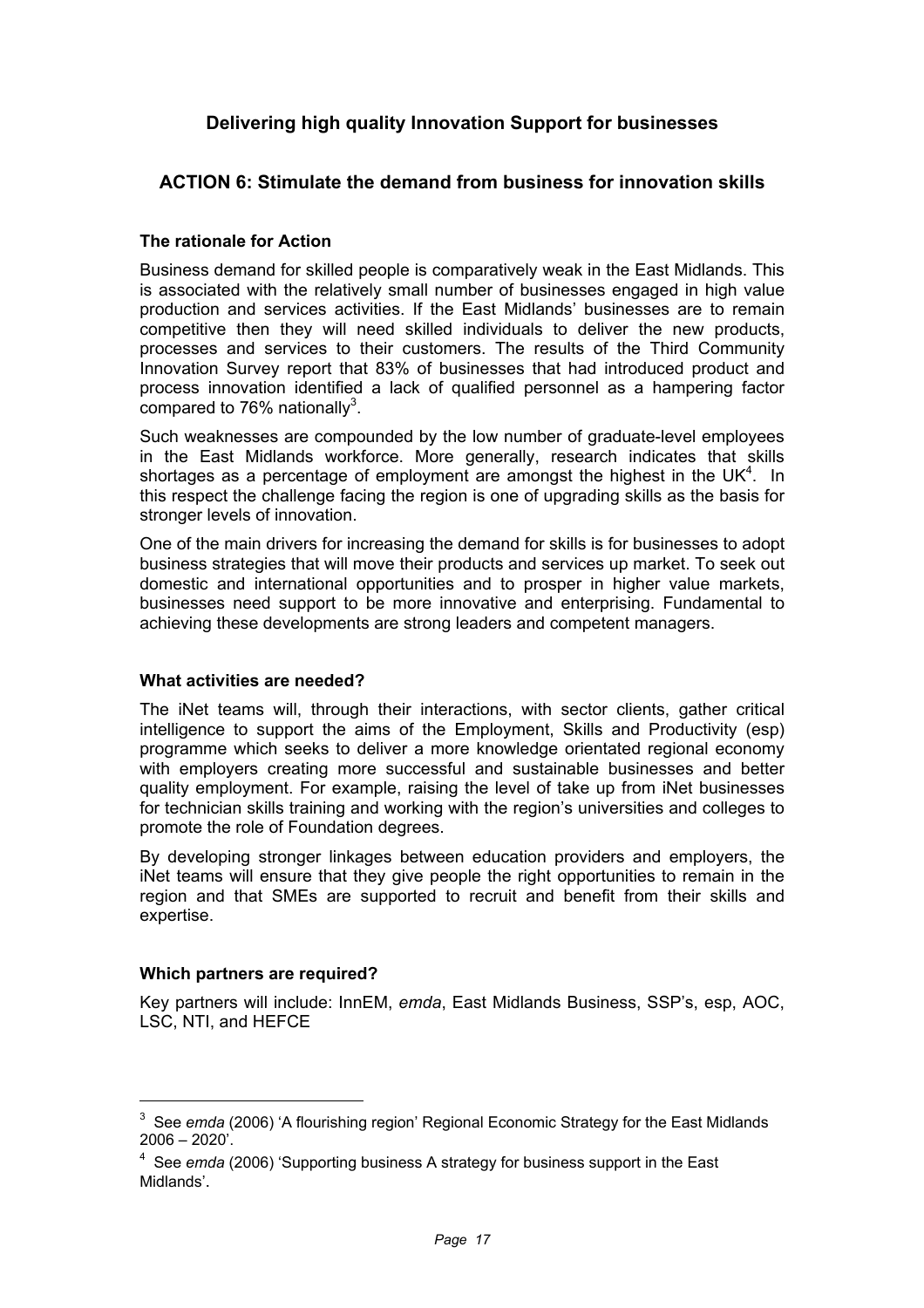## Delivering high quality Innovation Support for businesses

### ACTION 6: Stimulate the demand from business for innovation skills

#### The rationale for Action

Business demand for skilled people is comparatively weak in the East Midlands. This is associated with the relatively small number of businesses engaged in high value production and services activities. If the East Midlands' businesses are to remain competitive then they will need skilled individuals to deliver the new products, processes and services to their customers. The results of the Third Community Innovation Survey report that 83% of businesses that had introduced product and process innovation identified a lack of qualified personnel as a hampering factor compared to 76% nationally[3].

Such weaknesses are compounded by the low number of graduate-level employees in the East Midlands workforce. More generally, research indicates that skills shortages as a percentage of employment are amongst the highest in the UK[4]. In this respect the challenge facing the region is one of upgrading skills as the basis for stronger levels of innovation.

One of the main drivers for increasing the demand for skills is for businesses to adopt business strategies that will move their products and services up market. To seek out domestic and international opportunities and to prosper in higher value markets, businesses need support to be more innovative and enterprising. Fundamental to achieving these developments are strong leaders and competent managers.

#### What activities are needed?

The iNet teams will, through their interactions, with sector clients, gather critical intelligence to support the aims of the Employment, Skills and Productivity (esp) programme which seeks to deliver a more knowledge orientated regional economy with employers creating more successful and sustainable businesses and better quality employment. For example, raising the level of take up from iNet businesses for technician skills training and working with the region's universities and colleges to promote the role of Foundation degrees.

By developing stronger linkages between education providers and employers, the iNet teams will ensure that they give people the right opportunities to remain in the region and that SMEs are supported to recruit and benefit from their skills and expertise.

#### Which partners are required?

Key partners will include: InnEM, *emda*, East Midlands Business, SSP's, esp, AOC, LSC, NTI, and HEFCE

---

[3] See *emda* (2006) 'A flourishing region' Regional Economic Strategy for the East Midlands 2006 – 2020'.

[4] See *emda* (2006) 'Supporting business A strategy for business support in the East Midlands'.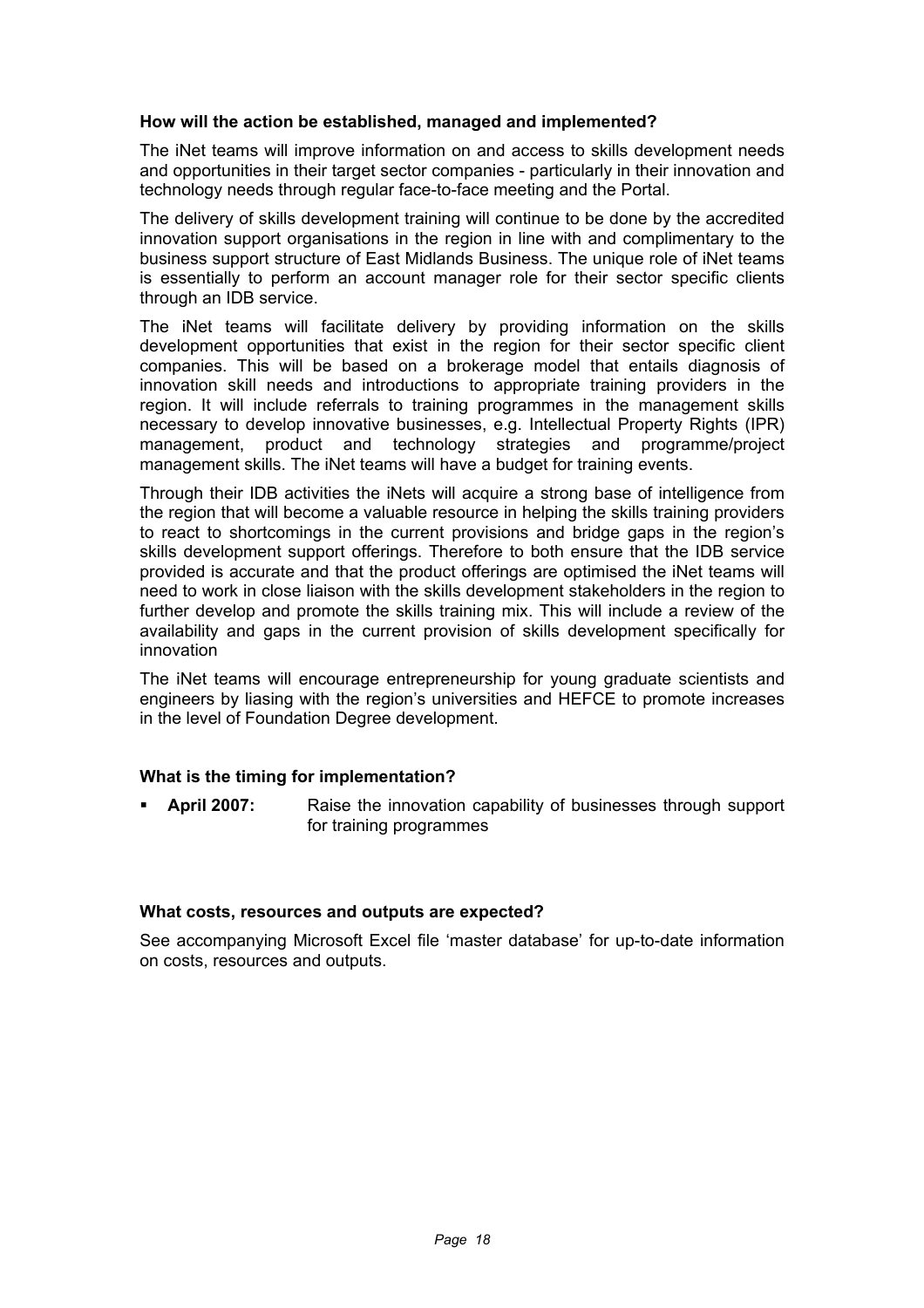**How will the action be established, managed and implemented?**

The iNet teams will improve information on and access to skills development needs and opportunities in their target sector companies - particularly in their innovation and technology needs through regular face-to-face meeting and the Portal.

The delivery of skills development training will continue to be done by the accredited innovation support organisations in the region in line with and complimentary to the business support structure of East Midlands Business. The unique role of iNet teams is essentially to perform an account manager role for their sector specific clients through an IDB service.

The iNet teams will facilitate delivery by providing information on the skills development opportunities that exist in the region for their sector specific client companies. This will be based on a brokerage model that entails diagnosis of innovation skill needs and introductions to appropriate training providers in the region. It will include referrals to training programmes in the management skills necessary to develop innovative businesses, e.g. Intellectual Property Rights (IPR) management, product and technology strategies and programme/project management skills. The iNet teams will have a budget for training events.

Through their IDB activities the iNets will acquire a strong base of intelligence from the region that will become a valuable resource in helping the skills training providers to react to shortcomings in the current provisions and bridge gaps in the region's skills development support offerings. Therefore to both ensure that the IDB service provided is accurate and that the product offerings are optimised the iNet teams will need to work in close liaison with the skills development stakeholders in the region to further develop and promote the skills training mix. This will include a review of the availability and gaps in the current provision of skills development specifically for innovation

The iNet teams will encourage entrepreneurship for young graduate scientists and engineers by liasing with the region's universities and HEFCE to promote increases in the level of Foundation Degree development.

**What is the timing for implementation?**

- **April 2007:** Raise the innovation capability of businesses through support for training programmes

**What costs, resources and outputs are expected?**

See accompanying Microsoft Excel file 'master database' for up-to-date information on costs, resources and outputs.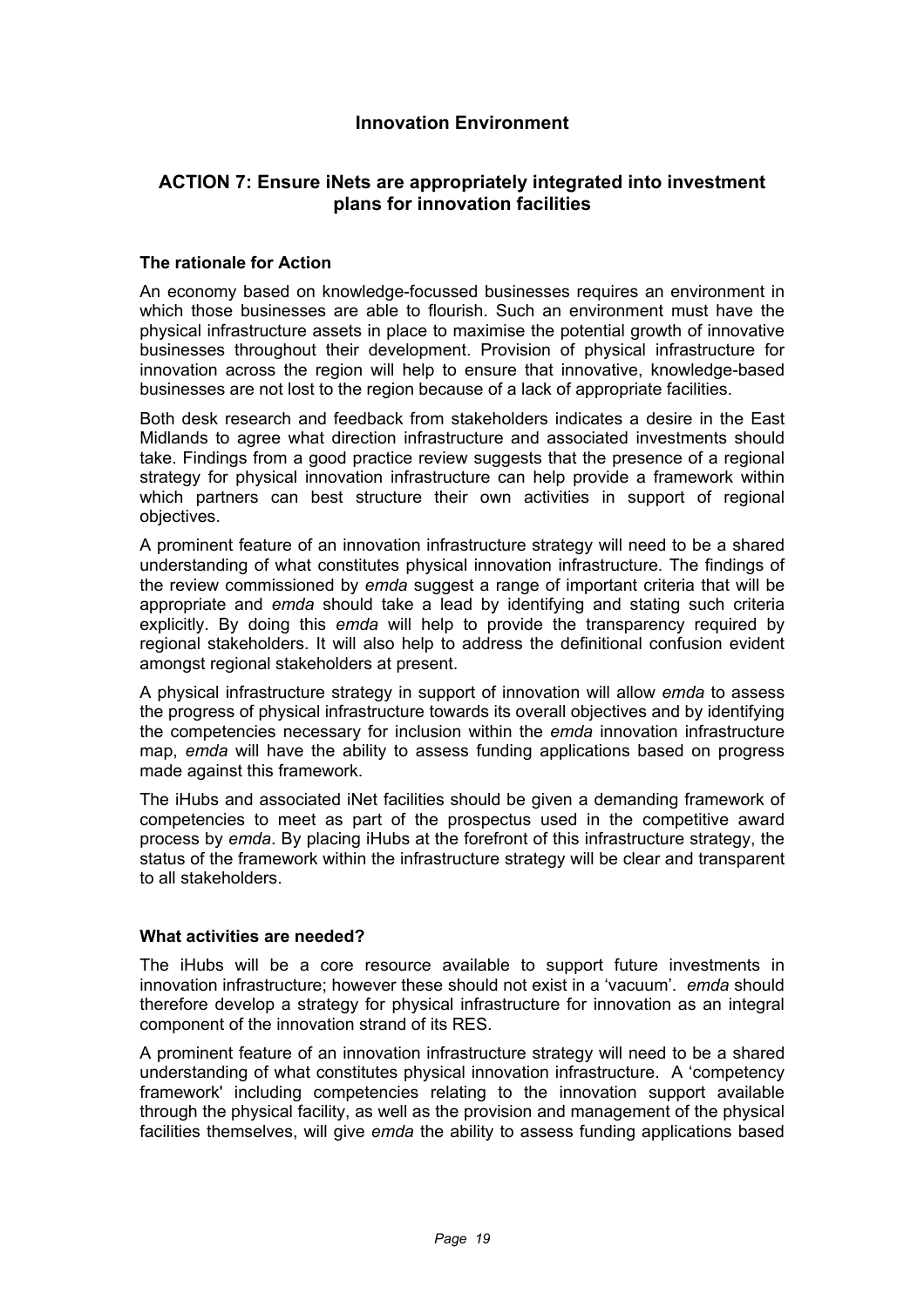## Innovation Environment

## ACTION 7: Ensure iNets are appropriately integrated into investment plans for innovation facilities

### The rationale for Action

An economy based on knowledge-focussed businesses requires an environment in which those businesses are able to flourish. Such an environment must have the physical infrastructure assets in place to maximise the potential growth of innovative businesses throughout their development. Provision of physical infrastructure for innovation across the region will help to ensure that innovative, knowledge-based businesses are not lost to the region because of a lack of appropriate facilities.

Both desk research and feedback from stakeholders indicates a desire in the East Midlands to agree what direction infrastructure and associated investments should take. Findings from a good practice review suggests that the presence of a regional strategy for physical innovation infrastructure can help provide a framework within which partners can best structure their own activities in support of regional objectives.

A prominent feature of an innovation infrastructure strategy will need to be a shared understanding of what constitutes physical innovation infrastructure. The findings of the review commissioned by *emda* suggest a range of important criteria that will be appropriate and *emda* should take a lead by identifying and stating such criteria explicitly. By doing this *emda* will help to provide the transparency required by regional stakeholders. It will also help to address the definitional confusion evident amongst regional stakeholders at present.

A physical infrastructure strategy in support of innovation will allow *emda* to assess the progress of physical infrastructure towards its overall objectives and by identifying the competencies necessary for inclusion within the *emda* innovation infrastructure map, *emda* will have the ability to assess funding applications based on progress made against this framework.

The iHubs and associated iNet facilities should be given a demanding framework of competencies to meet as part of the prospectus used in the competitive award process by *emda*. By placing iHubs at the forefront of this infrastructure strategy, the status of the framework within the infrastructure strategy will be clear and transparent to all stakeholders.

### What activities are needed?

The iHubs will be a core resource available to support future investments in innovation infrastructure; however these should not exist in a 'vacuum'. *emda* should therefore develop a strategy for physical infrastructure for innovation as an integral component of the innovation strand of its RES.

A prominent feature of an innovation infrastructure strategy will need to be a shared understanding of what constitutes physical innovation infrastructure. A 'competency framework' including competencies relating to the innovation support available through the physical facility, as well as the provision and management of the physical facilities themselves, will give *emda* the ability to assess funding applications based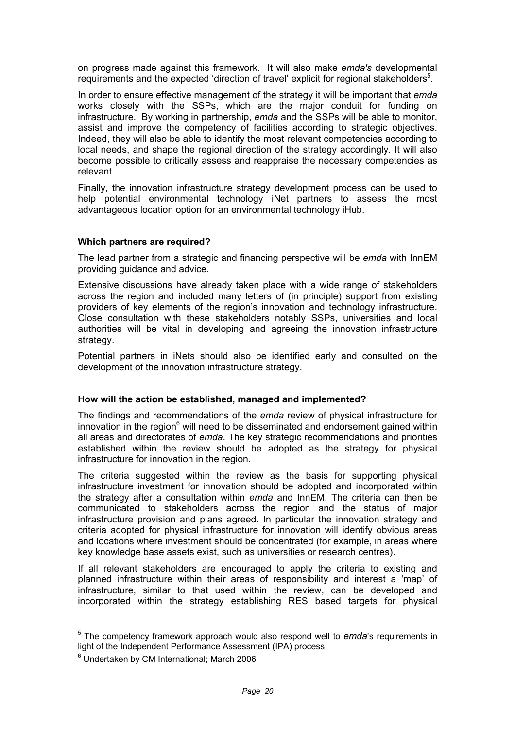on progress made against this framework. It will also make *emda's* developmental requirements and the expected 'direction of travel' explicit for regional stakeholders[5].

In order to ensure effective management of the strategy it will be important that *emda* works closely with the SSPs, which are the major conduit for funding on infrastructure. By working in partnership, *emda* and the SSPs will be able to monitor, assist and improve the competency of facilities according to strategic objectives. Indeed, they will also be able to identify the most relevant competencies according to local needs, and shape the regional direction of the strategy accordingly. It will also become possible to critically assess and reappraise the necessary competencies as relevant.

Finally, the innovation infrastructure strategy development process can be used to help potential environmental technology iNet partners to assess the most advantageous location option for an environmental technology iHub.

**Which partners are required?**

The lead partner from a strategic and financing perspective will be *emda* with InnEM providing guidance and advice.

Extensive discussions have already taken place with a wide range of stakeholders across the region and included many letters of (in principle) support from existing providers of key elements of the region's innovation and technology infrastructure. Close consultation with these stakeholders notably SSPs, universities and local authorities will be vital in developing and agreeing the innovation infrastructure strategy.

Potential partners in iNets should also be identified early and consulted on the development of the innovation infrastructure strategy.

**How will the action be established, managed and implemented?**

The findings and recommendations of the *emda* review of physical infrastructure for innovation in the region[6] will need to be disseminated and endorsement gained within all areas and directorates of *emda*. The key strategic recommendations and priorities established within the review should be adopted as the strategy for physical infrastructure for innovation in the region.

The criteria suggested within the review as the basis for supporting physical infrastructure investment for innovation should be adopted and incorporated within the strategy after a consultation within *emda* and InnEM. The criteria can then be communicated to stakeholders across the region and the status of major infrastructure provision and plans agreed. In particular the innovation strategy and criteria adopted for physical infrastructure for innovation will identify obvious areas and locations where investment should be concentrated (for example, in areas where key knowledge base assets exist, such as universities or research centres).

If all relevant stakeholders are encouraged to apply the criteria to existing and planned infrastructure within their areas of responsibility and interest a 'map' of infrastructure, similar to that used within the review, can be developed and incorporated within the strategy establishing RES based targets for physical

---

[5] The competency framework approach would also respond well to *emda*'s requirements in light of the Independent Performance Assessment (IPA) process

[6] Undertaken by CM International; March 2006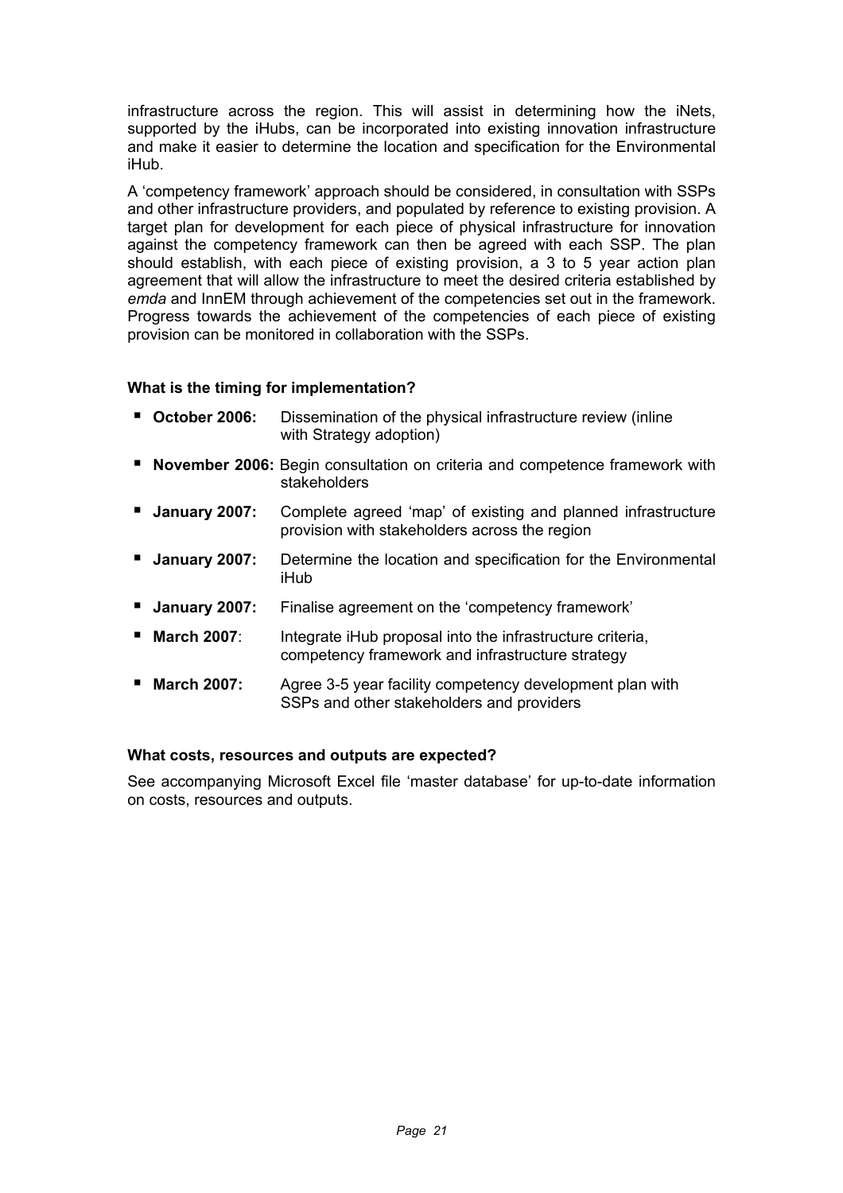infrastructure across the region. This will assist in determining how the iNets, supported by the iHubs, can be incorporated into existing innovation infrastructure and make it easier to determine the location and specification for the Environmental iHub.

A 'competency framework' approach should be considered, in consultation with SSPs and other infrastructure providers, and populated by reference to existing provision. A target plan for development for each piece of physical infrastructure for innovation against the competency framework can then be agreed with each SSP. The plan should establish, with each piece of existing provision, a 3 to 5 year action plan agreement that will allow the infrastructure to meet the desired criteria established by *emda* and InnEM through achievement of the competencies set out in the framework. Progress towards the achievement of the competencies of each piece of existing provision can be monitored in collaboration with the SSPs.

**What is the timing for implementation?**

- **October 2006:** Dissemination of the physical infrastructure review (inline with Strategy adoption)
- **November 2006:** Begin consultation on criteria and competence framework with stakeholders
- **January 2007:** Complete agreed 'map' of existing and planned infrastructure provision with stakeholders across the region
- **January 2007:** Determine the location and specification for the Environmental iHub
- **January 2007:** Finalise agreement on the 'competency framework'
- **March 2007**: Integrate iHub proposal into the infrastructure criteria, competency framework and infrastructure strategy
- **March 2007:** Agree 3-5 year facility competency development plan with SSPs and other stakeholders and providers

**What costs, resources and outputs are expected?**

See accompanying Microsoft Excel file 'master database' for up-to-date information on costs, resources and outputs.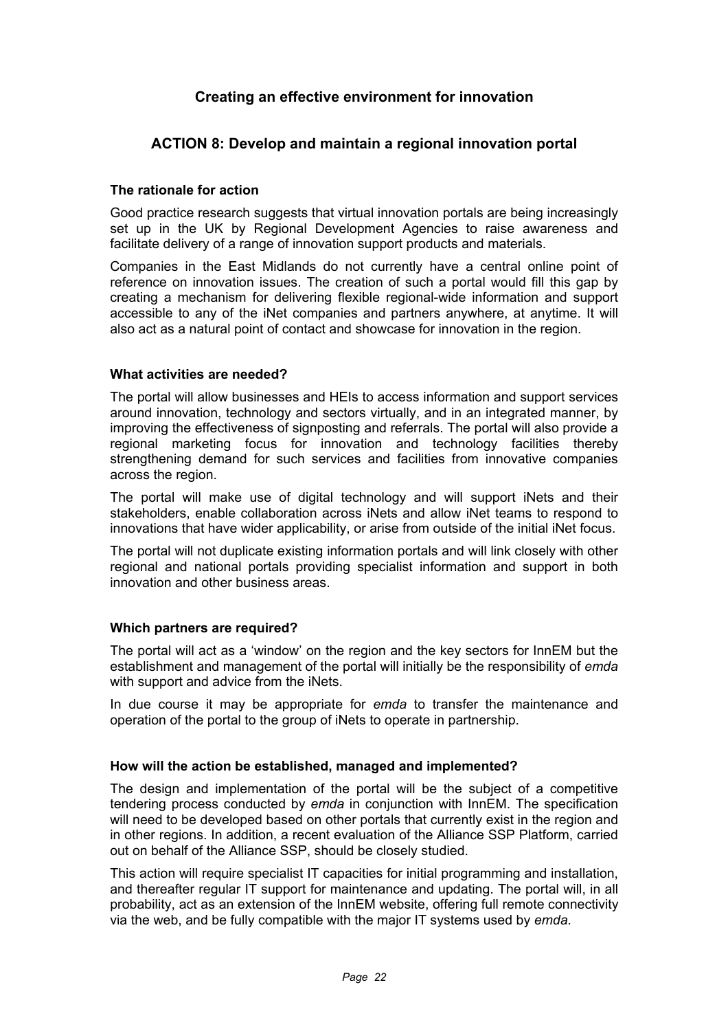## Creating an effective environment for innovation

## ACTION 8: Develop and maintain a regional innovation portal

### The rationale for action

Good practice research suggests that virtual innovation portals are being increasingly set up in the UK by Regional Development Agencies to raise awareness and facilitate delivery of a range of innovation support products and materials.

Companies in the East Midlands do not currently have a central online point of reference on innovation issues. The creation of such a portal would fill this gap by creating a mechanism for delivering flexible regional-wide information and support accessible to any of the iNet companies and partners anywhere, at anytime. It will also act as a natural point of contact and showcase for innovation in the region.

### What activities are needed?

The portal will allow businesses and HEIs to access information and support services around innovation, technology and sectors virtually, and in an integrated manner, by improving the effectiveness of signposting and referrals. The portal will also provide a regional marketing focus for innovation and technology facilities thereby strengthening demand for such services and facilities from innovative companies across the region.

The portal will make use of digital technology and will support iNets and their stakeholders, enable collaboration across iNets and allow iNet teams to respond to innovations that have wider applicability, or arise from outside of the initial iNet focus.

The portal will not duplicate existing information portals and will link closely with other regional and national portals providing specialist information and support in both innovation and other business areas.

### Which partners are required?

The portal will act as a 'window' on the region and the key sectors for InnEM but the establishment and management of the portal will initially be the responsibility of *emda* with support and advice from the iNets.

In due course it may be appropriate for *emda* to transfer the maintenance and operation of the portal to the group of iNets to operate in partnership.

### How will the action be established, managed and implemented?

The design and implementation of the portal will be the subject of a competitive tendering process conducted by *emda* in conjunction with InnEM. The specification will need to be developed based on other portals that currently exist in the region and in other regions. In addition, a recent evaluation of the Alliance SSP Platform, carried out on behalf of the Alliance SSP, should be closely studied.

This action will require specialist IT capacities for initial programming and installation, and thereafter regular IT support for maintenance and updating. The portal will, in all probability, act as an extension of the InnEM website, offering full remote connectivity via the web, and be fully compatible with the major IT systems used by *emda.*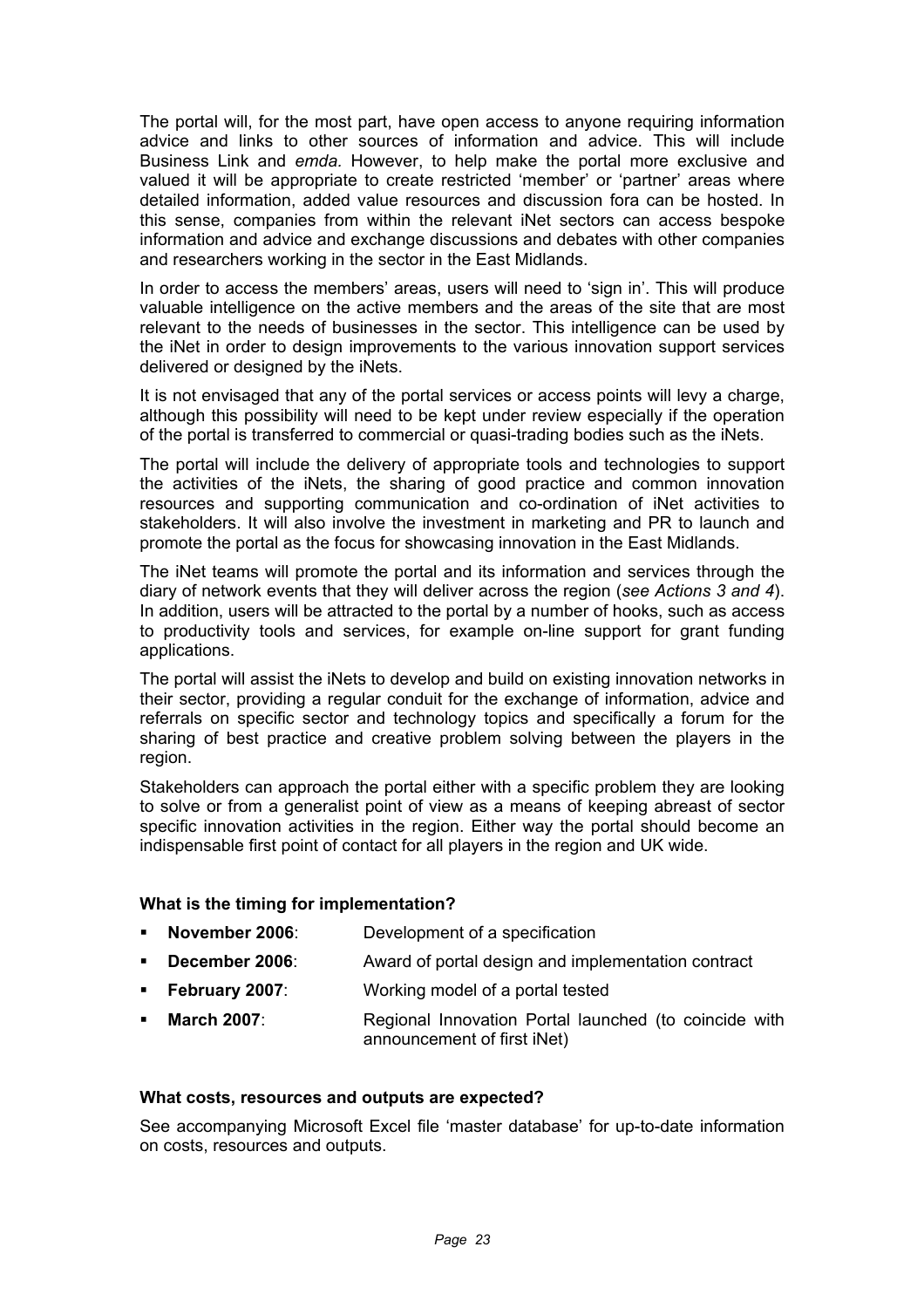The portal will, for the most part, have open access to anyone requiring information advice and links to other sources of information and advice. This will include Business Link and *emda.* However, to help make the portal more exclusive and valued it will be appropriate to create restricted 'member' or 'partner' areas where detailed information, added value resources and discussion fora can be hosted. In this sense, companies from within the relevant iNet sectors can access bespoke information and advice and exchange discussions and debates with other companies and researchers working in the sector in the East Midlands.

In order to access the members' areas, users will need to 'sign in'. This will produce valuable intelligence on the active members and the areas of the site that are most relevant to the needs of businesses in the sector. This intelligence can be used by the iNet in order to design improvements to the various innovation support services delivered or designed by the iNets.

It is not envisaged that any of the portal services or access points will levy a charge, although this possibility will need to be kept under review especially if the operation of the portal is transferred to commercial or quasi-trading bodies such as the iNets.

The portal will include the delivery of appropriate tools and technologies to support the activities of the iNets, the sharing of good practice and common innovation resources and supporting communication and co-ordination of iNet activities to stakeholders. It will also involve the investment in marketing and PR to launch and promote the portal as the focus for showcasing innovation in the East Midlands.

The iNet teams will promote the portal and its information and services through the diary of network events that they will deliver across the region (*see Actions 3 and 4*). In addition, users will be attracted to the portal by a number of hooks, such as access to productivity tools and services, for example on-line support for grant funding applications.

The portal will assist the iNets to develop and build on existing innovation networks in their sector, providing a regular conduit for the exchange of information, advice and referrals on specific sector and technology topics and specifically a forum for the sharing of best practice and creative problem solving between the players in the region.

Stakeholders can approach the portal either with a specific problem they are looking to solve or from a generalist point of view as a means of keeping abreast of sector specific innovation activities in the region. Either way the portal should become an indispensable first point of contact for all players in the region and UK wide.

**What is the timing for implementation?**

- **November 2006**: Development of a specification
- **December 2006**: Award of portal design and implementation contract
- **February 2007**: Working model of a portal tested
- **March 2007**: Regional Innovation Portal launched (to coincide with announcement of first iNet)

**What costs, resources and outputs are expected?**

See accompanying Microsoft Excel file 'master database' for up-to-date information on costs, resources and outputs.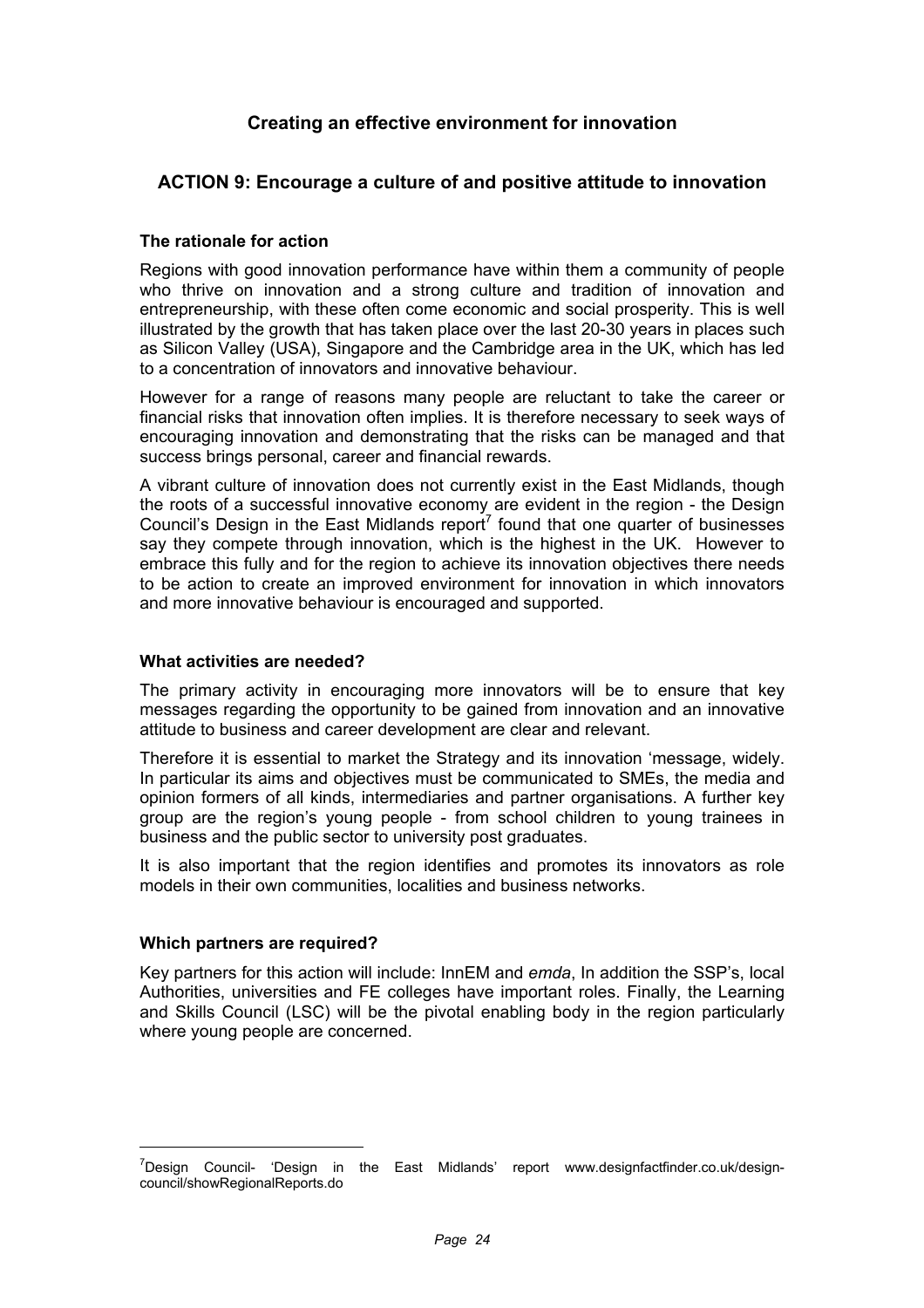## Creating an effective environment for innovation

### ACTION 9: Encourage a culture of and positive attitude to innovation

#### The rationale for action

Regions with good innovation performance have within them a community of people who thrive on innovation and a strong culture and tradition of innovation and entrepreneurship, with these often come economic and social prosperity. This is well illustrated by the growth that has taken place over the last 20-30 years in places such as Silicon Valley (USA), Singapore and the Cambridge area in the UK, which has led to a concentration of innovators and innovative behaviour.

However for a range of reasons many people are reluctant to take the career or financial risks that innovation often implies. It is therefore necessary to seek ways of encouraging innovation and demonstrating that the risks can be managed and that success brings personal, career and financial rewards.

A vibrant culture of innovation does not currently exist in the East Midlands, though the roots of a successful innovative economy are evident in the region - the Design Council's Design in the East Midlands report[7] found that one quarter of businesses say they compete through innovation, which is the highest in the UK. However to embrace this fully and for the region to achieve its innovation objectives there needs to be action to create an improved environment for innovation in which innovators and more innovative behaviour is encouraged and supported.

#### What activities are needed?

The primary activity in encouraging more innovators will be to ensure that key messages regarding the opportunity to be gained from innovation and an innovative attitude to business and career development are clear and relevant.

Therefore it is essential to market the Strategy and its innovation 'message, widely. In particular its aims and objectives must be communicated to SMEs, the media and opinion formers of all kinds, intermediaries and partner organisations. A further key group are the region's young people - from school children to young trainees in business and the public sector to university post graduates.

It is also important that the region identifies and promotes its innovators as role models in their own communities, localities and business networks.

#### Which partners are required?

Key partners for this action will include: InnEM and *emda*, In addition the SSP's, local Authorities, universities and FE colleges have important roles. Finally, the Learning and Skills Council (LSC) will be the pivotal enabling body in the region particularly where young people are concerned.

---

[7]Design Council- 'Design in the East Midlands' report www.designfactfinder.co.uk/design-council/showRegionalReports.do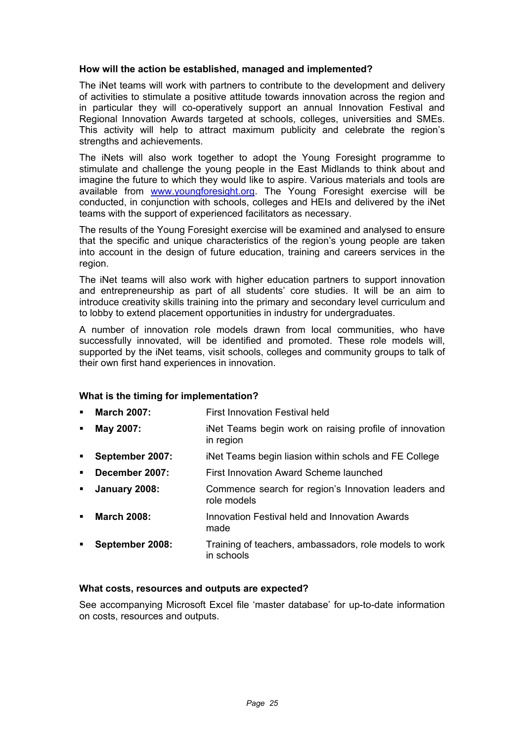### How will the action be established, managed and implemented?

The iNet teams will work with partners to contribute to the development and delivery of activities to stimulate a positive attitude towards innovation across the region and in particular they will co-operatively support an annual Innovation Festival and Regional Innovation Awards targeted at schools, colleges, universities and SMEs. This activity will help to attract maximum publicity and celebrate the region's strengths and achievements.

The iNets will also work together to adopt the Young Foresight programme to stimulate and challenge the young people in the East Midlands to think about and imagine the future to which they would like to aspire. Various materials and tools are available from www.youngforesight.org. The Young Foresight exercise will be conducted, in conjunction with schools, colleges and HEIs and delivered by the iNet teams with the support of experienced facilitators as necessary.

The results of the Young Foresight exercise will be examined and analysed to ensure that the specific and unique characteristics of the region's young people are taken into account in the design of future education, training and careers services in the region.

The iNet teams will also work with higher education partners to support innovation and entrepreneurship as part of all students' core studies. It will be an aim to introduce creativity skills training into the primary and secondary level curriculum and to lobby to extend placement opportunities in industry for undergraduates.

A number of innovation role models drawn from local communities, who have successfully innovated, will be identified and promoted. These role models will, supported by the iNet teams, visit schools, colleges and community groups to talk of their own first hand experiences in innovation.

### What is the timing for implementation?

- **March 2007:** First Innovation Festival held
- **May 2007:** iNet Teams begin work on raising profile of innovation in region
- **September 2007:** iNet Teams begin liasion within schols and FE College
- **December 2007:** First Innovation Award Scheme launched
- **January 2008:** Commence search for region's Innovation leaders and role models
- **March 2008:** Innovation Festival held and Innovation Awards made
- **September 2008:** Training of teachers, ambassadors, role models to work in schools

### What costs, resources and outputs are expected?

See accompanying Microsoft Excel file 'master database' for up-to-date information on costs, resources and outputs.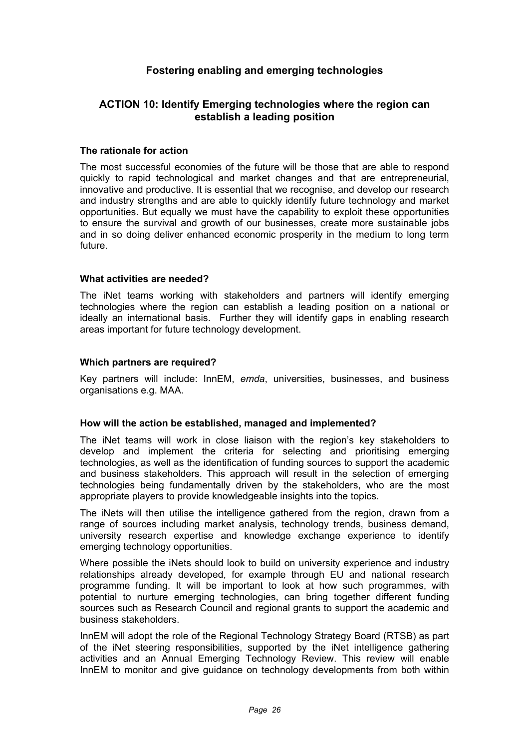## Fostering enabling and emerging technologies

### ACTION 10: Identify Emerging technologies where the region can establish a leading position

**The rationale for action**

The most successful economies of the future will be those that are able to respond quickly to rapid technological and market changes and that are entrepreneurial, innovative and productive. It is essential that we recognise, and develop our research and industry strengths and are able to quickly identify future technology and market opportunities. But equally we must have the capability to exploit these opportunities to ensure the survival and growth of our businesses, create more sustainable jobs and in so doing deliver enhanced economic prosperity in the medium to long term future.

**What activities are needed?**

The iNet teams working with stakeholders and partners will identify emerging technologies where the region can establish a leading position on a national or ideally an international basis. Further they will identify gaps in enabling research areas important for future technology development.

**Which partners are required?**

Key partners will include: InnEM, *emda*, universities, businesses, and business organisations e.g. MAA.

**How will the action be established, managed and implemented?**

The iNet teams will work in close liaison with the region's key stakeholders to develop and implement the criteria for selecting and prioritising emerging technologies, as well as the identification of funding sources to support the academic and business stakeholders. This approach will result in the selection of emerging technologies being fundamentally driven by the stakeholders, who are the most appropriate players to provide knowledgeable insights into the topics.

The iNets will then utilise the intelligence gathered from the region, drawn from a range of sources including market analysis, technology trends, business demand, university research expertise and knowledge exchange experience to identify emerging technology opportunities.

Where possible the iNets should look to build on university experience and industry relationships already developed, for example through EU and national research programme funding. It will be important to look at how such programmes, with potential to nurture emerging technologies, can bring together different funding sources such as Research Council and regional grants to support the academic and business stakeholders.

InnEM will adopt the role of the Regional Technology Strategy Board (RTSB) as part of the iNet steering responsibilities, supported by the iNet intelligence gathering activities and an Annual Emerging Technology Review. This review will enable InnEM to monitor and give guidance on technology developments from both within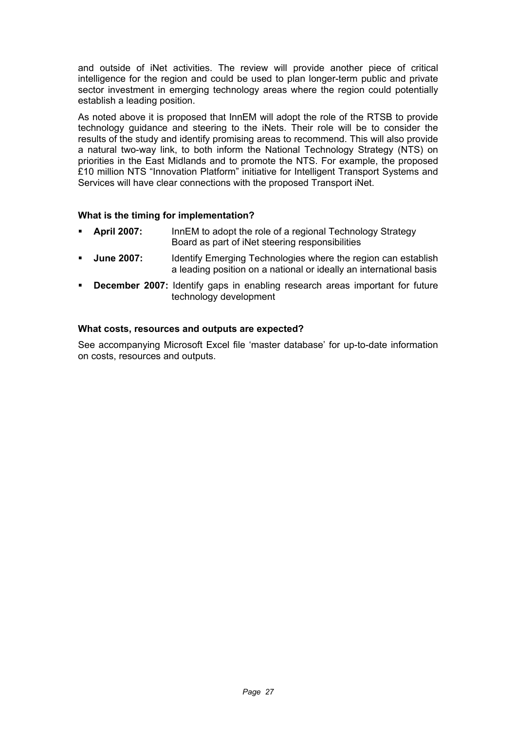and outside of iNet activities. The review will provide another piece of critical intelligence for the region and could be used to plan longer-term public and private sector investment in emerging technology areas where the region could potentially establish a leading position.

As noted above it is proposed that InnEM will adopt the role of the RTSB to provide technology guidance and steering to the iNets. Their role will be to consider the results of the study and identify promising areas to recommend. This will also provide a natural two-way link, to both inform the National Technology Strategy (NTS) on priorities in the East Midlands and to promote the NTS. For example, the proposed £10 million NTS "Innovation Platform" initiative for Intelligent Transport Systems and Services will have clear connections with the proposed Transport iNet.

**What is the timing for implementation?**

- **April 2007:** InnEM to adopt the role of a regional Technology Strategy Board as part of iNet steering responsibilities
- **June 2007:** Identify Emerging Technologies where the region can establish a leading position on a national or ideally an international basis
- **December 2007:** Identify gaps in enabling research areas important for future technology development

**What costs, resources and outputs are expected?**

See accompanying Microsoft Excel file 'master database' for up-to-date information on costs, resources and outputs.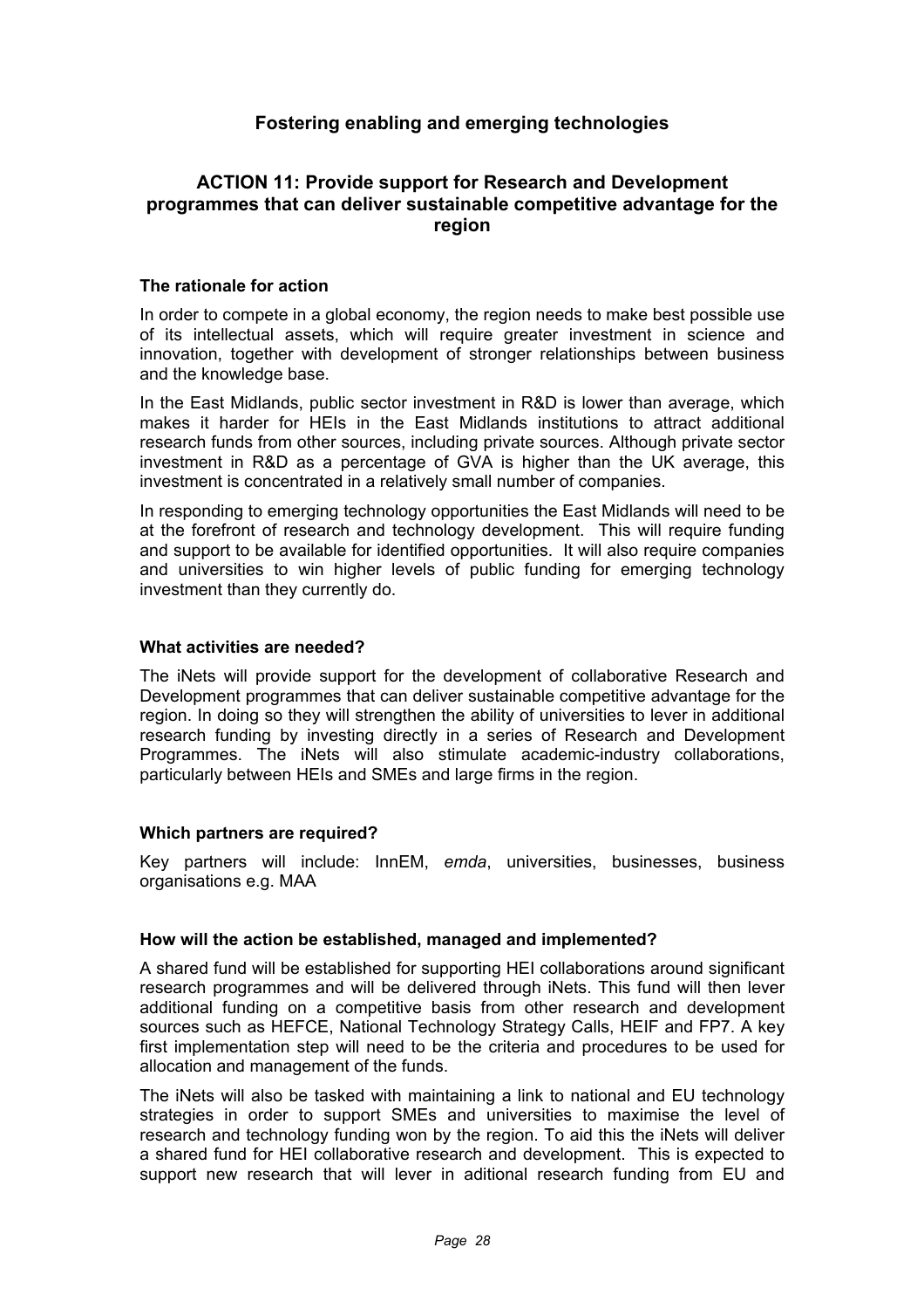## Fostering enabling and emerging technologies

### ACTION 11: Provide support for Research and Development programmes that can deliver sustainable competitive advantage for the region

#### The rationale for action

In order to compete in a global economy, the region needs to make best possible use of its intellectual assets, which will require greater investment in science and innovation, together with development of stronger relationships between business and the knowledge base.

In the East Midlands, public sector investment in R&D is lower than average, which makes it harder for HEIs in the East Midlands institutions to attract additional research funds from other sources, including private sources. Although private sector investment in R&D as a percentage of GVA is higher than the UK average, this investment is concentrated in a relatively small number of companies.

In responding to emerging technology opportunities the East Midlands will need to be at the forefront of research and technology development. This will require funding and support to be available for identified opportunities. It will also require companies and universities to win higher levels of public funding for emerging technology investment than they currently do.

#### What activities are needed?

The iNets will provide support for the development of collaborative Research and Development programmes that can deliver sustainable competitive advantage for the region. In doing so they will strengthen the ability of universities to lever in additional research funding by investing directly in a series of Research and Development Programmes. The iNets will also stimulate academic-industry collaborations, particularly between HEIs and SMEs and large firms in the region.

#### Which partners are required?

Key partners will include: InnEM, *emda*, universities, businesses, business organisations e.g. MAA

#### How will the action be established, managed and implemented?

A shared fund will be established for supporting HEI collaborations around significant research programmes and will be delivered through iNets. This fund will then lever additional funding on a competitive basis from other research and development sources such as HEFCE, National Technology Strategy Calls, HEIF and FP7. A key first implementation step will need to be the criteria and procedures to be used for allocation and management of the funds.

The iNets will also be tasked with maintaining a link to national and EU technology strategies in order to support SMEs and universities to maximise the level of research and technology funding won by the region. To aid this the iNets will deliver a shared fund for HEI collaborative research and development. This is expected to support new research that will lever in aditional research funding from EU and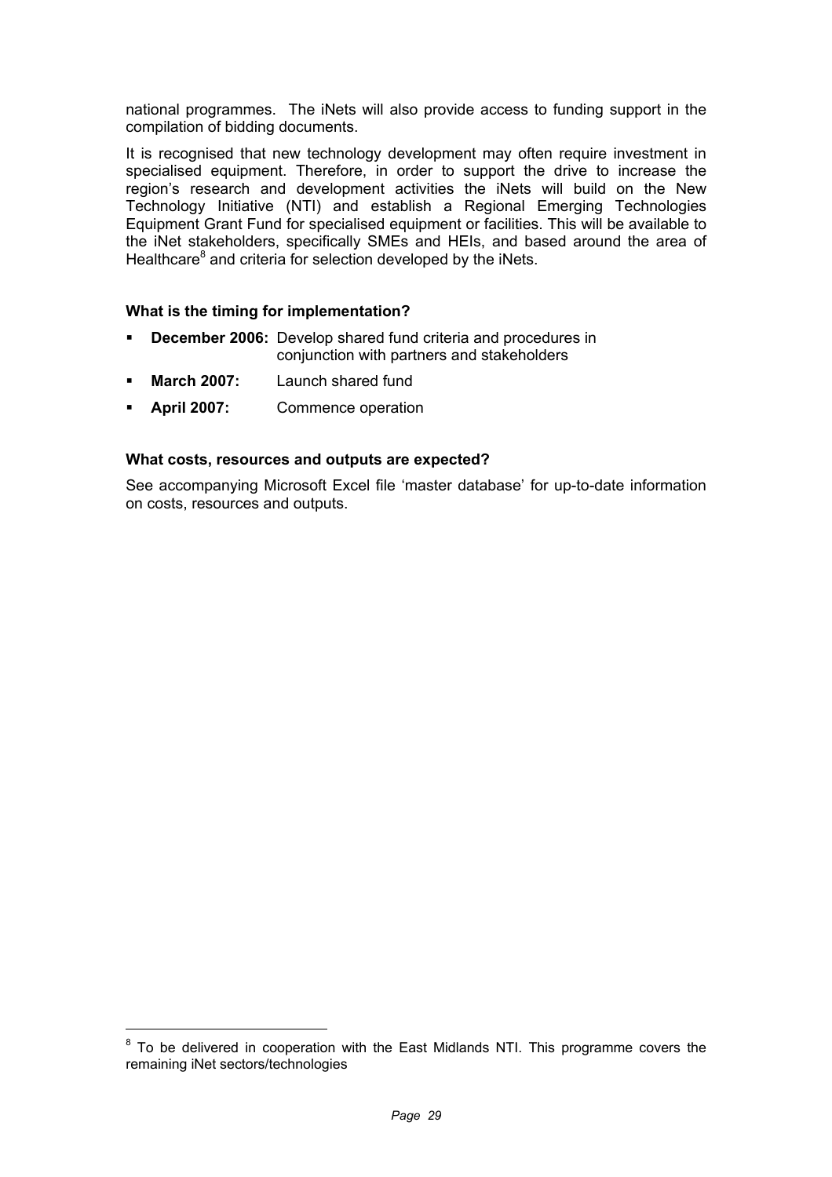national programmes. The iNets will also provide access to funding support in the compilation of bidding documents.

It is recognised that new technology development may often require investment in specialised equipment. Therefore, in order to support the drive to increase the region's research and development activities the iNets will build on the New Technology Initiative (NTI) and establish a Regional Emerging Technologies Equipment Grant Fund for specialised equipment or facilities. This will be available to the iNet stakeholders, specifically SMEs and HEIs, and based around the area of Healthcare[8] and criteria for selection developed by the iNets.

**What is the timing for implementation?**

- **December 2006:** Develop shared fund criteria and procedures in conjunction with partners and stakeholders
- **March 2007:** Launch shared fund
- **April 2007:** Commence operation

**What costs, resources and outputs are expected?**

See accompanying Microsoft Excel file 'master database' for up-to-date information on costs, resources and outputs.

[8] To be delivered in cooperation with the East Midlands NTI. This programme covers the remaining iNet sectors/technologies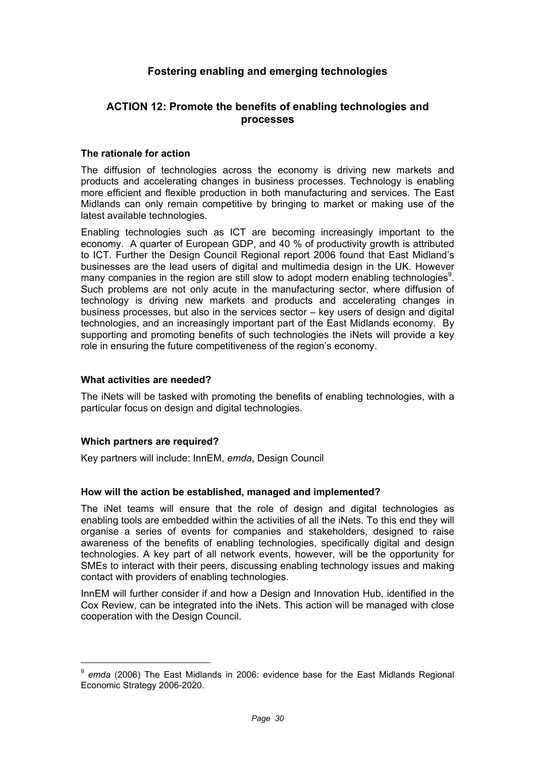## Fostering enabling and emerging technologies

### ACTION 12: Promote the benefits of enabling technologies and processes

**The rationale for action**

The diffusion of technologies across the economy is driving new markets and products and accelerating changes in business processes. Technology is enabling more efficient and flexible production in both manufacturing and services. The East Midlands can only remain competitive by bringing to market or making use of the latest available technologies.

Enabling technologies such as ICT are becoming increasingly important to the economy. A quarter of European GDP, and 40 % of productivity growth is attributed to ICT. Further the Design Council Regional report 2006 found that East Midland's businesses are the lead users of digital and multimedia design in the UK. However many companies in the region are still slow to adopt modern enabling technologies[9]. Such problems are not only acute in the manufacturing sector, where diffusion of technology is driving new markets and products and accelerating changes in business processes, but also in the services sector – key users of design and digital technologies, and an increasingly important part of the East Midlands economy. By supporting and promoting benefits of such technologies the iNets will provide a key role in ensuring the future competitiveness of the region's economy.

**What activities are needed?**

The iNets will be tasked with promoting the benefits of enabling technologies, with a particular focus on design and digital technologies.

**Which partners are required?**

Key partners will include: InnEM, *emda*, Design Council

**How will the action be established, managed and implemented?**

The iNet teams will ensure that the role of design and digital technologies as enabling tools are embedded within the activities of all the iNets. To this end they will organise a series of events for companies and stakeholders, designed to raise awareness of the benefits of enabling technologies, specifically digital and design technologies. A key part of all network events, however, will be the opportunity for SMEs to interact with their peers, discussing enabling technology issues and making contact with providers of enabling technologies.

InnEM will further consider if and how a Design and Innovation Hub, identified in the Cox Review, can be integrated into the iNets. This action will be managed with close cooperation with the Design Council.

---

[9] *emda* (2006) The East Midlands in 2006: evidence base for the East Midlands Regional Economic Strategy 2006-2020.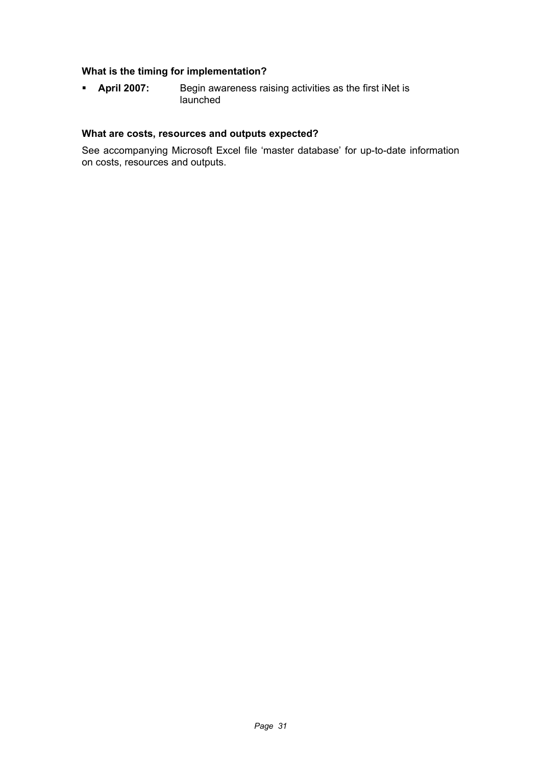### What is the timing for implementation?

- **April 2007:** Begin awareness raising activities as the first iNet is launched

### What are costs, resources and outputs expected?

See accompanying Microsoft Excel file 'master database' for up-to-date information on costs, resources and outputs.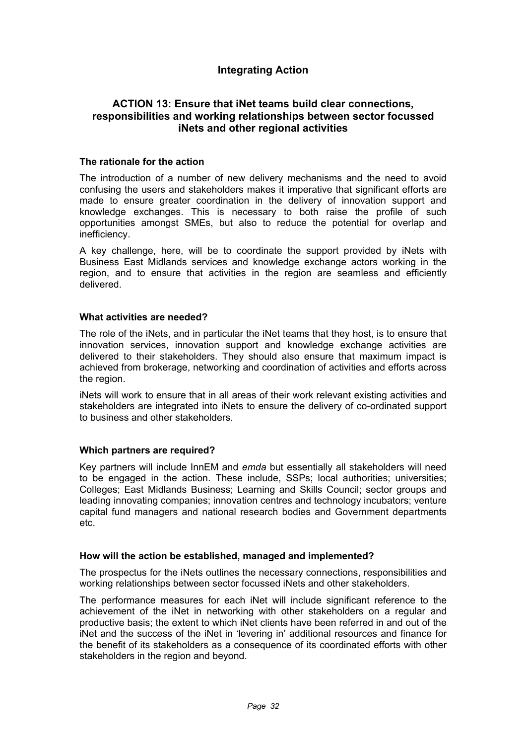## Integrating Action

### ACTION 13: Ensure that iNet teams build clear connections, responsibilities and working relationships between sector focussed iNets and other regional activities

**The rationale for the action**

The introduction of a number of new delivery mechanisms and the need to avoid confusing the users and stakeholders makes it imperative that significant efforts are made to ensure greater coordination in the delivery of innovation support and knowledge exchanges. This is necessary to both raise the profile of such opportunities amongst SMEs, but also to reduce the potential for overlap and inefficiency.

A key challenge, here, will be to coordinate the support provided by iNets with Business East Midlands services and knowledge exchange actors working in the region, and to ensure that activities in the region are seamless and efficiently delivered.

**What activities are needed?**

The role of the iNets, and in particular the iNet teams that they host, is to ensure that innovation services, innovation support and knowledge exchange activities are delivered to their stakeholders. They should also ensure that maximum impact is achieved from brokerage, networking and coordination of activities and efforts across the region.

iNets will work to ensure that in all areas of their work relevant existing activities and stakeholders are integrated into iNets to ensure the delivery of co-ordinated support to business and other stakeholders.

**Which partners are required?**

Key partners will include InnEM and *emda* but essentially all stakeholders will need to be engaged in the action. These include, SSPs; local authorities; universities; Colleges; East Midlands Business; Learning and Skills Council; sector groups and leading innovating companies; innovation centres and technology incubators; venture capital fund managers and national research bodies and Government departments etc.

**How will the action be established, managed and implemented?**

The prospectus for the iNets outlines the necessary connections, responsibilities and working relationships between sector focussed iNets and other stakeholders.

The performance measures for each iNet will include significant reference to the achievement of the iNet in networking with other stakeholders on a regular and productive basis; the extent to which iNet clients have been referred in and out of the iNet and the success of the iNet in 'levering in' additional resources and finance for the benefit of its stakeholders as a consequence of its coordinated efforts with other stakeholders in the region and beyond.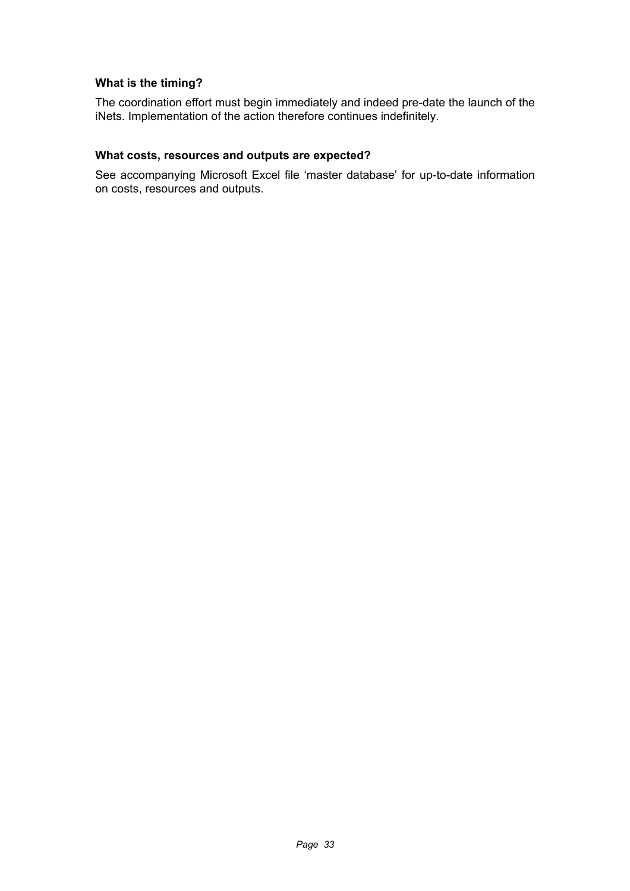**What is the timing?**

The coordination effort must begin immediately and indeed pre-date the launch of the iNets. Implementation of the action therefore continues indefinitely.

**What costs, resources and outputs are expected?**

See accompanying Microsoft Excel file ‘master database’ for up-to-date information on costs, resources and outputs.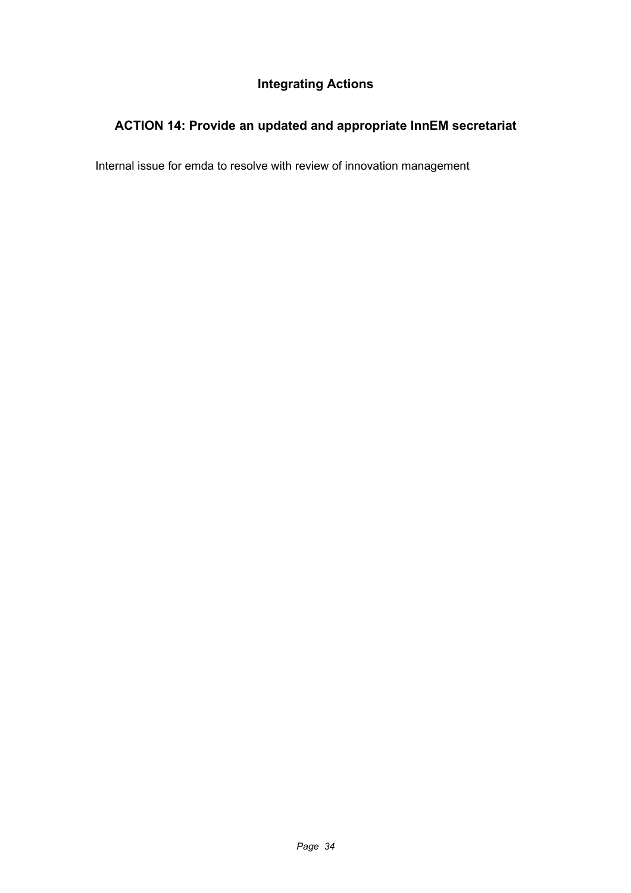## Integrating Actions

### ACTION 14: Provide an updated and appropriate InnEM secretariat

Internal issue for emda to resolve with review of innovation management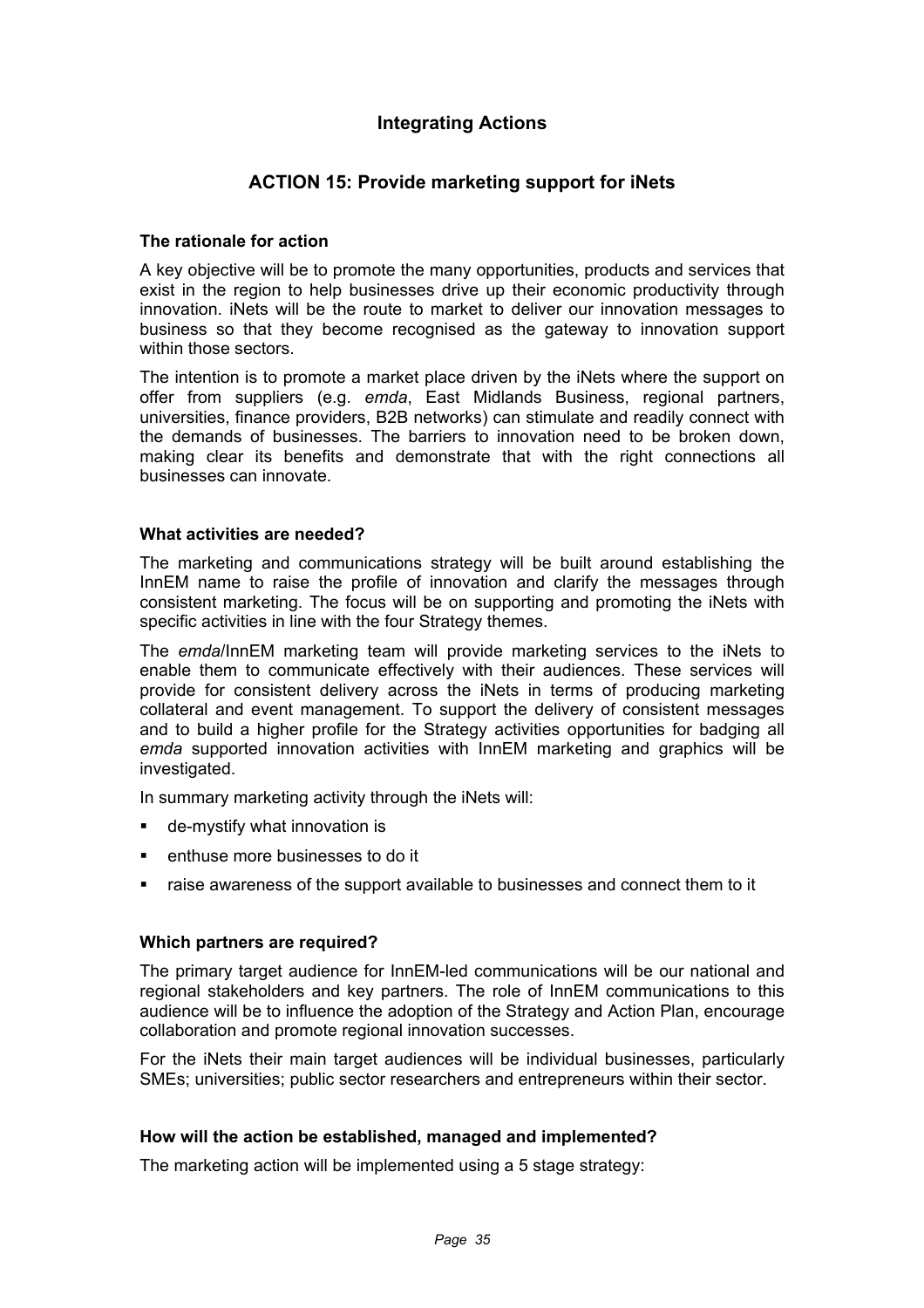## Integrating Actions

## ACTION 15: Provide marketing support for iNets

### The rationale for action

A key objective will be to promote the many opportunities, products and services that exist in the region to help businesses drive up their economic productivity through innovation. iNets will be the route to market to deliver our innovation messages to business so that they become recognised as the gateway to innovation support within those sectors.

The intention is to promote a market place driven by the iNets where the support on offer from suppliers (e.g. *emda*, East Midlands Business, regional partners, universities, finance providers, B2B networks) can stimulate and readily connect with the demands of businesses. The barriers to innovation need to be broken down, making clear its benefits and demonstrate that with the right connections all businesses can innovate.

### What activities are needed?

The marketing and communications strategy will be built around establishing the InnEM name to raise the profile of innovation and clarify the messages through consistent marketing. The focus will be on supporting and promoting the iNets with specific activities in line with the four Strategy themes.

The *emda*/InnEM marketing team will provide marketing services to the iNets to enable them to communicate effectively with their audiences. These services will provide for consistent delivery across the iNets in terms of producing marketing collateral and event management. To support the delivery of consistent messages and to build a higher profile for the Strategy activities opportunities for badging all *emda* supported innovation activities with InnEM marketing and graphics will be investigated.

In summary marketing activity through the iNets will:

- de-mystify what innovation is
- enthuse more businesses to do it
- raise awareness of the support available to businesses and connect them to it

### Which partners are required?

The primary target audience for InnEM-led communications will be our national and regional stakeholders and key partners. The role of InnEM communications to this audience will be to influence the adoption of the Strategy and Action Plan, encourage collaboration and promote regional innovation successes.

For the iNets their main target audiences will be individual businesses, particularly SMEs; universities; public sector researchers and entrepreneurs within their sector.

### How will the action be established, managed and implemented?

The marketing action will be implemented using a 5 stage strategy: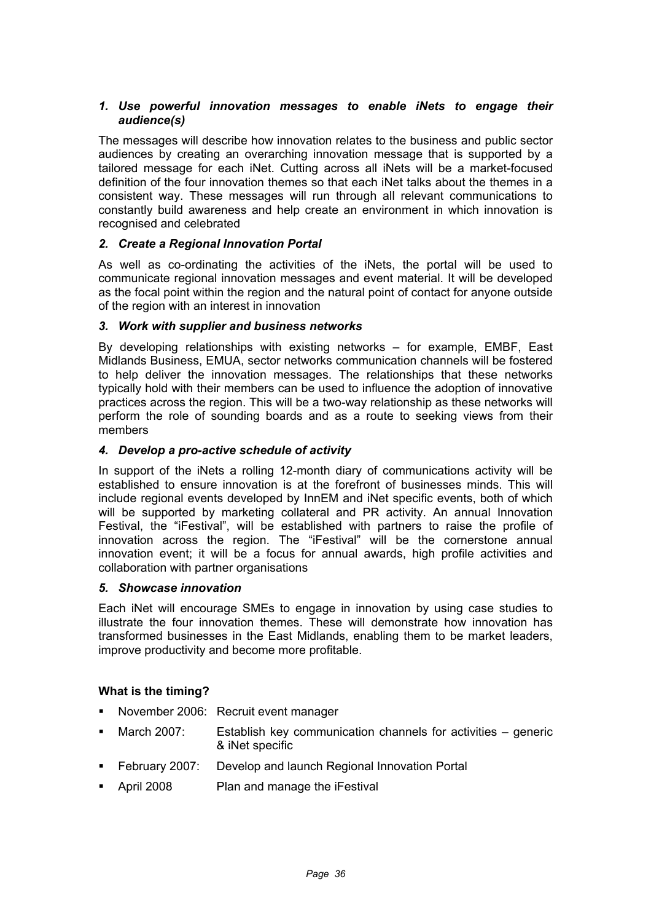1. ***Use powerful innovation messages to enable iNets to engage their audience(s)***

The messages will describe how innovation relates to the business and public sector audiences by creating an overarching innovation message that is supported by a tailored message for each iNet. Cutting across all iNets will be a market-focused definition of the four innovation themes so that each iNet talks about the themes in a consistent way. These messages will run through all relevant communications to constantly build awareness and help create an environment in which innovation is recognised and celebrated

2. ***Create a Regional Innovation Portal***

As well as co-ordinating the activities of the iNets, the portal will be used to communicate regional innovation messages and event material. It will be developed as the focal point within the region and the natural point of contact for anyone outside of the region with an interest in innovation

3. ***Work with supplier and business networks***

By developing relationships with existing networks – for example, EMBF, East Midlands Business, EMUA, sector networks communication channels will be fostered to help deliver the innovation messages. The relationships that these networks typically hold with their members can be used to influence the adoption of innovative practices across the region. This will be a two-way relationship as these networks will perform the role of sounding boards and as a route to seeking views from their members

4. ***Develop a pro-active schedule of activity***

In support of the iNets a rolling 12-month diary of communications activity will be established to ensure innovation is at the forefront of businesses minds. This will include regional events developed by InnEM and iNet specific events, both of which will be supported by marketing collateral and PR activity. An annual Innovation Festival, the "iFestival", will be established with partners to raise the profile of innovation across the region. The "iFestival" will be the cornerstone annual innovation event; it will be a focus for annual awards, high profile activities and collaboration with partner organisations

5. ***Showcase innovation***

Each iNet will encourage SMEs to engage in innovation by using case studies to illustrate the four innovation themes. These will demonstrate how innovation has transformed businesses in the East Midlands, enabling them to market leaders, improve productivity and become more profitable.

**What is the timing?**

- November 2006: Recruit event manager
- March 2007: Establish key communication channels for activities – generic & iNet specific
- February 2007: Develop and launch Regional Innovation Portal
- April 2008 Plan and manage the iFestival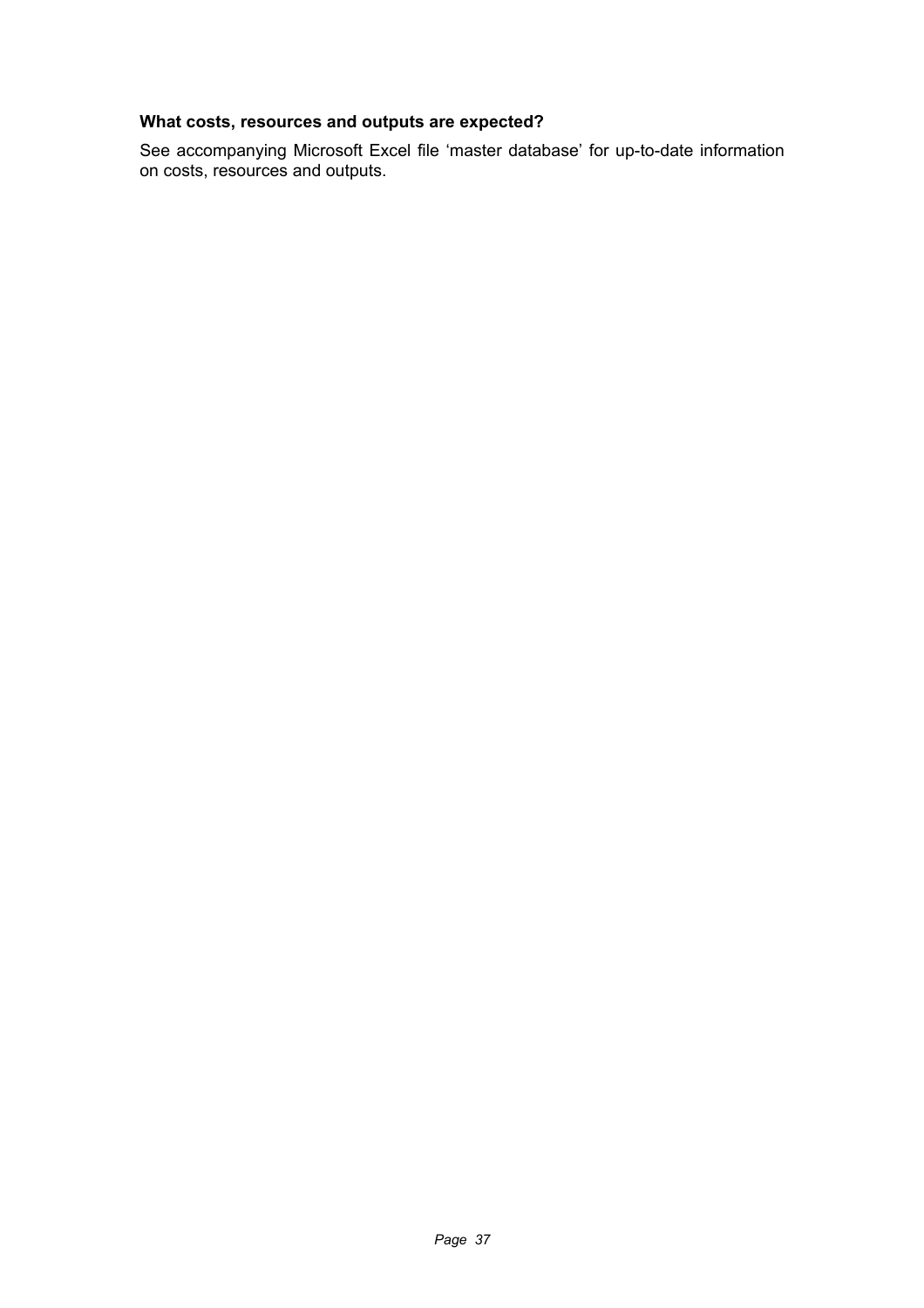### What costs, resources and outputs are expected?

See accompanying Microsoft Excel file ‘master database’ for up-to-date information on costs, resources and outputs.